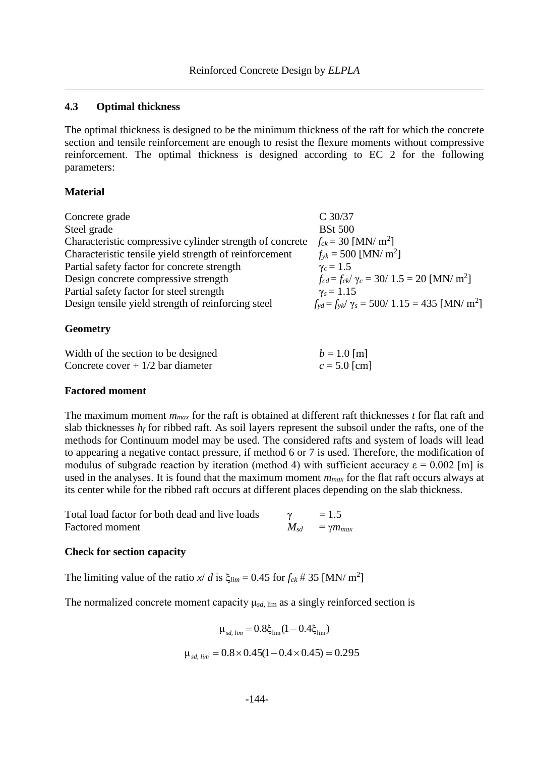## 4.3 Optimal thickness

The optimal thickness is designed to be the minimum thickness of the raft for which the concrete section and tensile reinforcement are enough to resist the flexure moments without compressive reinforcement. The optimal thickness is designed according to EC 2 for the following parameters:

### Material

| | |
|---|---|
| Concrete grade | C 30/37 |
| Steel grade | BSt 500 |
| Characteristic compressive cylinder strength of concrete | $f_{ck} = 30$ [MN/ m$^2$] |
| Characteristic tensile yield strength of reinforcement | $f_{yk} = 500$ [MN/ m$^2$] |
| Partial safety factor for concrete strength | $\gamma_c = 1.5$ |
| Design concrete compressive strength | $f_{cd} = f_{ck}/\ \gamma_c = 30/\ 1.5 = 20$ [MN/ m$^2$] |
| Partial safety factor for steel strength | $\gamma_s = 1.15$ |
| Design tensile yield strength of reinforcing steel | $f_{yd} = f_{yk}/\ \gamma_s = 500/\ 1.15 = 435$ [MN/ m$^2$] |

### Geometry

| | |
|---|---|
| Width of the section to be designed | $b = 1.0$ [m] |
| Concrete cover + 1/2 bar diameter | $c = 5.0$ [cm] |

### Factored moment

The maximum moment $m_{max}$ for the raft is obtained at different raft thicknesses $t$ for flat raft and slab thicknesses $h_f$ for ribbed raft. As soil layers represent the subsoil under the rafts, one of the methods for Continuum model may be used. The considered rafts and system of loads will lead to appearing a negative contact pressure, if method 6 or 7 is used. Therefore, the modification of modulus of subgrade reaction by iteration (method 4) with sufficient accuracy $\varepsilon = 0.002$ [m] is used in the analyses. It is found that the maximum moment $m_{max}$ for the flat raft occurs always at its center while for the ribbed raft occurs at different places depending on the slab thickness.

| | | |
|---|---|---|
| Total load factor for both dead and live loads | $\gamma$ | $= 1.5$ |
| Factored moment | $M_{sd}$ | $= \gamma m_{max}$ |

### Check for section capacity

The limiting value of the ratio $x/\ d$ is $\xi_{lim} = 0.45$ for $f_{ck}$ # 35 [MN/ m$^2$]

The normalized concrete moment capacity $\mu_{sd,\ lim}$ as a singly reinforced section is

$$\mu_{sd,\ lim} = 0.8\xi_{lim}(1 - 0.4\xi_{lim})$$

$$\mu_{sd,\ lim} = 0.8 \times 0.45(1 - 0.4 \times 0.45) = 0.295$$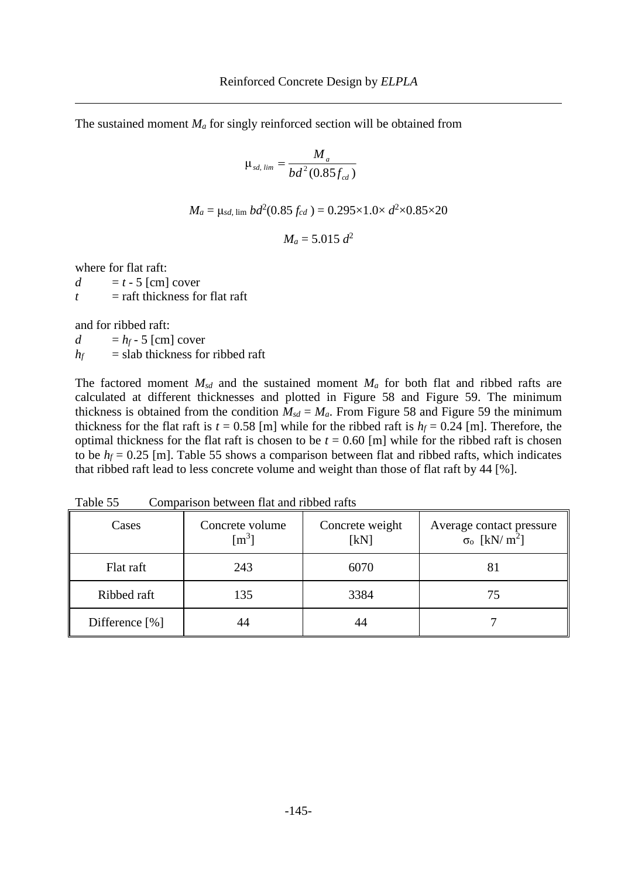The sustained moment $M_a$ for singly reinforced section will be obtained from

$$\mu_{sd,\,lim} = \frac{M_a}{bd^2(0.85 f_{cd})}$$

$$M_a = \mu_{sd,\,\lim}\, bd^2(0.85\, f_{cd}) = 0.295 \times 1.0 \times d^2 \times 0.85 \times 20$$

$$M_a = 5.015\, d^2$$

where for flat raft:

$d$ = $t$ - 5 [cm] cover

$t$ = raft thickness for flat raft

and for ribbed raft:

$d$ = $h_f$ - 5 [cm] cover

$h_f$ = slab thickness for ribbed raft

The factored moment $M_{sd}$ and the sustained moment $M_a$ for both flat and ribbed rafts are calculated at different thicknesses and plotted in Figure 58 and Figure 59. The minimum thickness is obtained from the condition $M_{sd} = M_a$. From Figure 58 and Figure 59 the minimum thickness for the flat raft is $t$ = 0.58 [m] while for the ribbed raft is $h_f$ = 0.24 [m]. Therefore, the optimal thickness for the flat raft is chosen to be $t$ = 0.60 [m] while for the ribbed raft is chosen to be $h_f$ = 0.25 [m]. Table 55 shows a comparison between flat and ribbed rafts, which indicates that ribbed raft lead to less concrete volume and weight than those of flat raft by 44 [%].

Table 55 Comparison between flat and ribbed rafts

| Cases | Concrete volume [$m^3$] | Concrete weight [kN] | Average contact pressure $\sigma_o$ [kN/ $m^2$] |
|---|---|---|---|
| Flat raft | 243 | 6070 | 81 |
| Ribbed raft | 135 | 3384 | 75 |
| Difference [%] | 44 | 44 | 7 |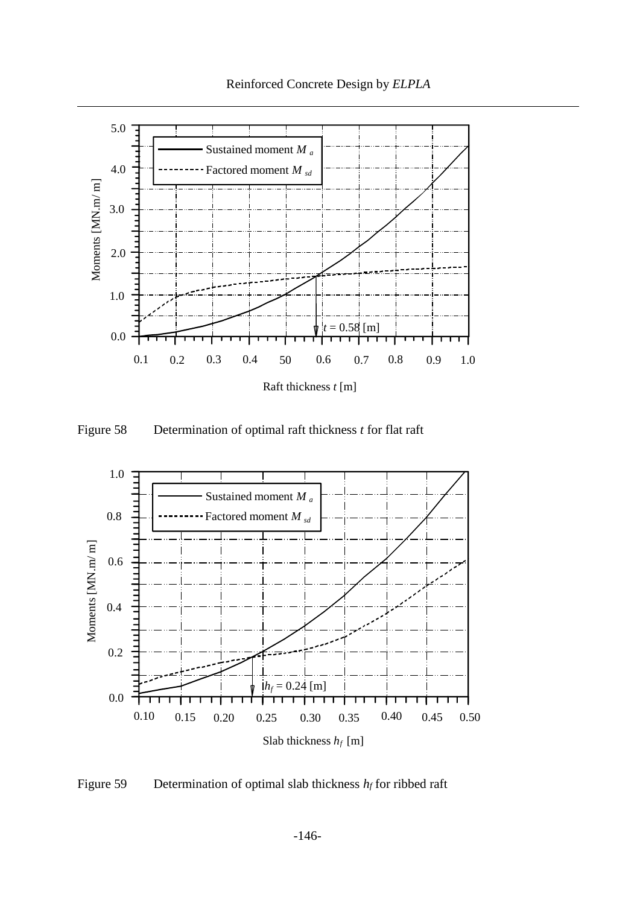Figure 58 Determination of optimal raft thickness $t$ for flat raft

Figure 59 Determination of optimal slab thickness $h_f$ for ribbed raft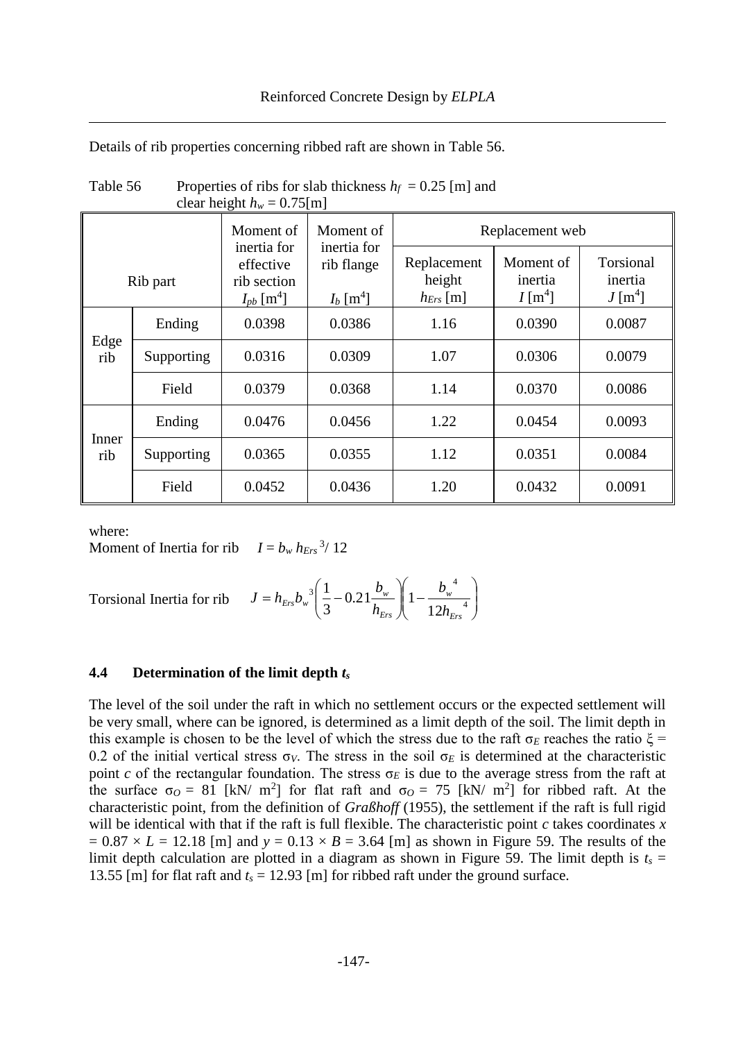Details of rib properties concerning ribbed raft are shown in Table 56.

Table 56 Properties of ribs for slab thickness $h_f$ = 0.25 [m] and clear height $h_w$ = 0.75[m]

| Rib part | | Moment of inertia for effective rib section $I_{pb}$ [m$^4$] | Moment of inertia for rib flange $I_b$ [m$^4$] | Replacement web | | |
|---|---|---|---|---|---|---|
| | | | | Replacement height $h_{Ers}$ [m] | Moment of inertia $I$ [m$^4$] | Torsional inertia $J$ [m$^4$] |
| Edge rib | Ending | 0.0398 | 0.0386 | 1.16 | 0.0390 | 0.0087 |
| | Supporting | 0.0316 | 0.0309 | 1.07 | 0.0306 | 0.0079 |
| | Field | 0.0379 | 0.0368 | 1.14 | 0.0370 | 0.0086 |
| Inner rib | Ending | 0.0476 | 0.0456 | 1.22 | 0.0454 | 0.0093 |
| | Supporting | 0.0365 | 0.0355 | 1.12 | 0.0351 | 0.0084 |
| | Field | 0.0452 | 0.0436 | 1.20 | 0.0432 | 0.0091 |

where:

Moment of Inertia for rib $I = b_w \, h_{Ers}{}^3 / 12$

Torsional Inertia for rib $$J = h_{Ers} b_w{}^3 \left( \frac{1}{3} - 0.21 \frac{b_w}{h_{Ers}} \right) \left( 1 - \frac{b_w{}^4}{12 h_{Ers}{}^4} \right)$$

### 4.4 Determination of the limit depth $t_s$

The level of the soil under the raft in which no settlement occurs or the expected settlement will be very small, where can be ignored, is determined as a limit depth of the soil. The limit depth in this example is chosen to be the level of which the stress due to the raft $\sigma_E$ reaches the ratio $\xi$ = 0.2 of the initial vertical stress $\sigma_V$. The stress in the soil $\sigma_E$ is determined at the characteristic point *c* of the rectangular foundation. The stress $\sigma_E$ is due to the average stress from the raft at the surface $\sigma_O$ = 81 [kN/ m$^2$] for flat raft and $\sigma_O$ = 75 [kN/ m$^2$] for ribbed raft. At the characteristic point, from the definition of *Graßhoff* (1955), the settlement if the raft is full rigid will be identical with that if the raft is full flexible. The characteristic point *c* takes coordinates $x$ = 0.87 × $L$ = 12.18 [m] and $y$ = 0.13 × $B$ = 3.64 [m] as shown in Figure 59. The results of the limit depth calculation are plotted in a diagram as shown in Figure 59. The limit depth is $t_s$ = 13.55 [m] for flat raft and $t_s$ = 12.93 [m] for ribbed raft under the ground surface.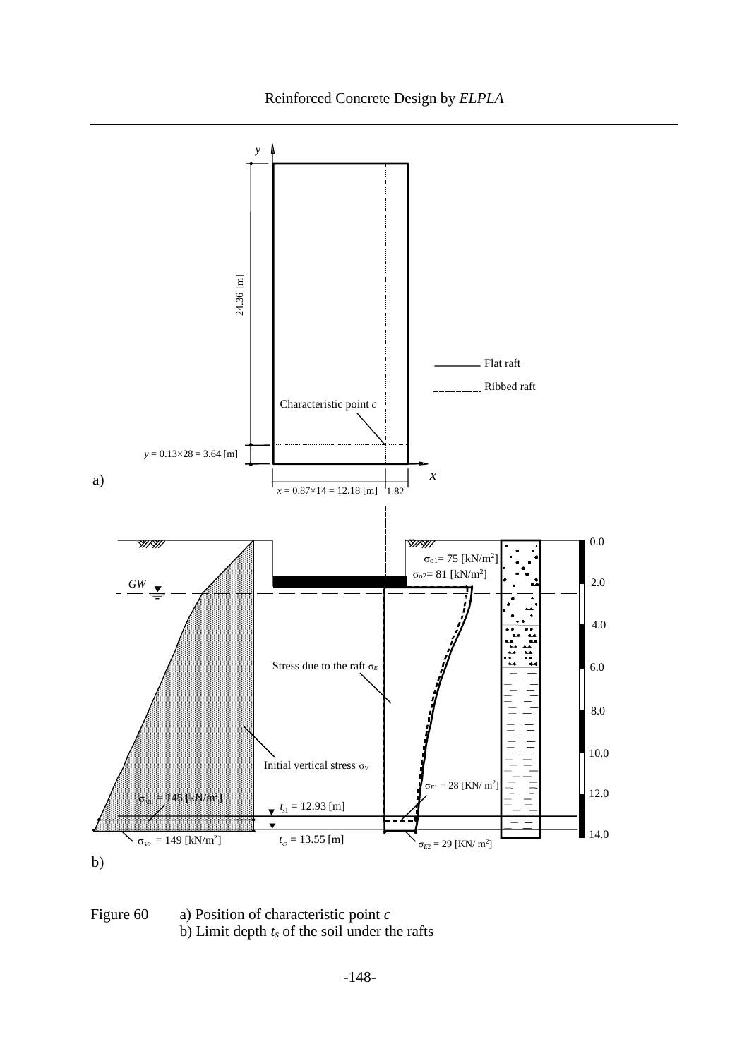Figure 60 a) Position of characteristic point $c$

b) Limit depth $t_s$ of the soil under the rafts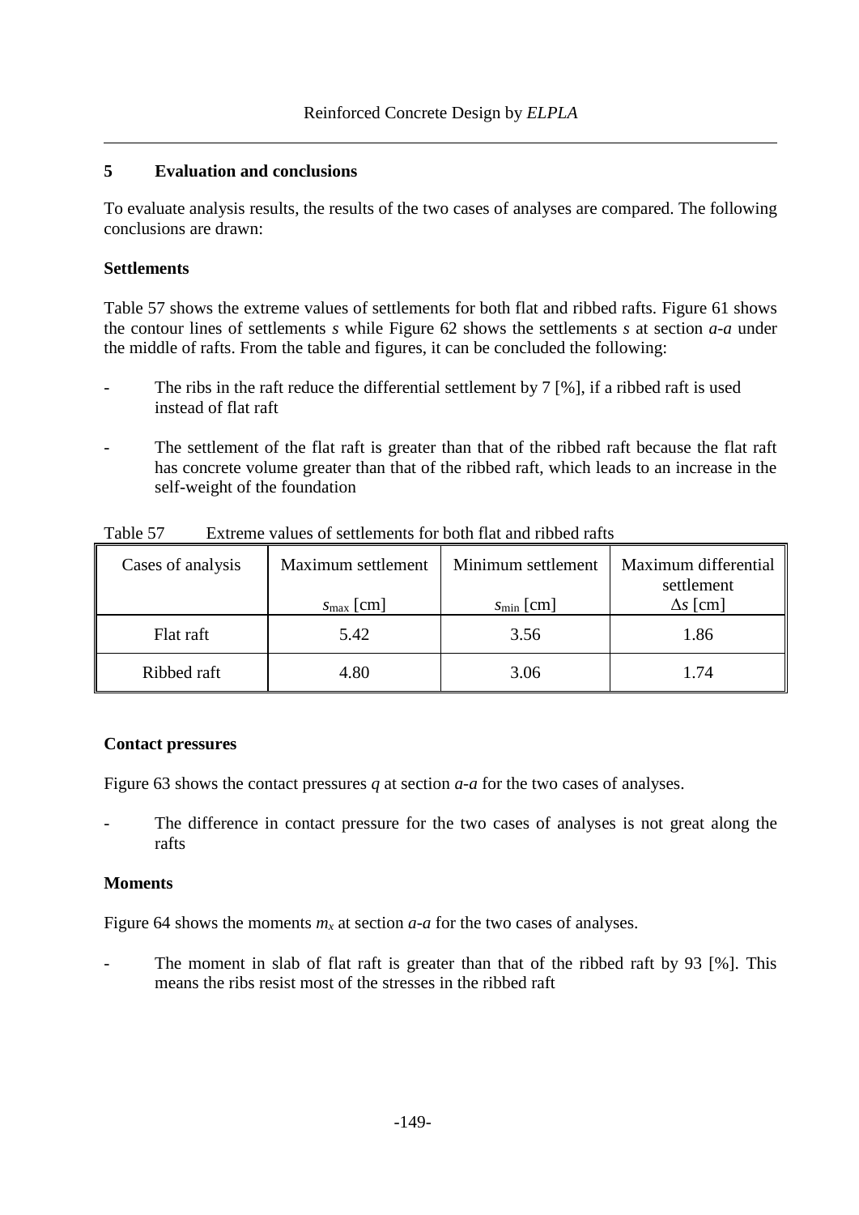## 5 Evaluation and conclusions

To evaluate analysis results, the results of the two cases of analyses are compared. The following conclusions are drawn:

**Settlements**

Table 57 shows the extreme values of settlements for both flat and ribbed rafts. Figure 61 shows the contour lines of settlements *s* while Figure 62 shows the settlements *s* at section *a-a* under the middle of rafts. From the table and figures, it can be concluded the following:

- The ribs in the raft reduce the differential settlement by 7 [%], if a ribbed raft is used instead of flat raft
- The settlement of the flat raft is greater than that of the ribbed raft because the flat raft has concrete volume greater than that of the ribbed raft, which leads to an increase in the self-weight of the foundation

Table 57 Extreme values of settlements for both flat and ribbed rafts

| Cases of analysis | Maximum settlement $s_{max}$ [cm] | Minimum settlement $s_{min}$ [cm] | Maximum differential settlement $\Delta s$ [cm] |
|---|---|---|---|
| Flat raft | 5.42 | 3.56 | 1.86 |
| Ribbed raft | 4.80 | 3.06 | 1.74 |

**Contact pressures**

Figure 63 shows the contact pressures *q* at section *a-a* for the two cases of analyses.

- The difference in contact pressure for the two cases of analyses is not great along the rafts

**Moments**

Figure 64 shows the moments $m_x$ at section *a-a* for the two cases of analyses.

- The moment in slab of flat raft is greater than that of the ribbed raft by 93 [%]. This means the ribs resist most of the stresses in the ribbed raft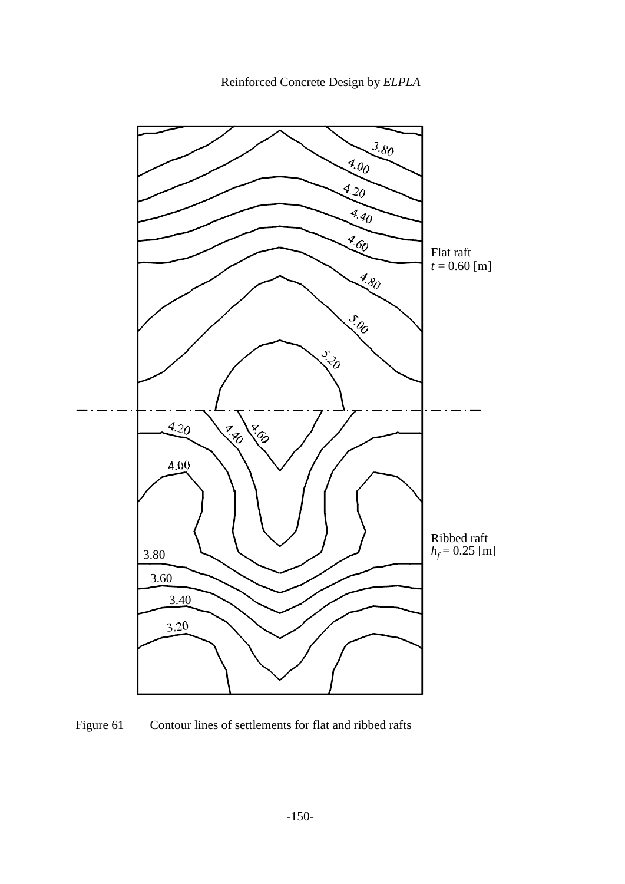Flat raft
$t$ = 0.60 [m]

Ribbed raft
$h_f$ = 0.25 [m]

Figure 61 Contour lines of settlements for flat and ribbed rafts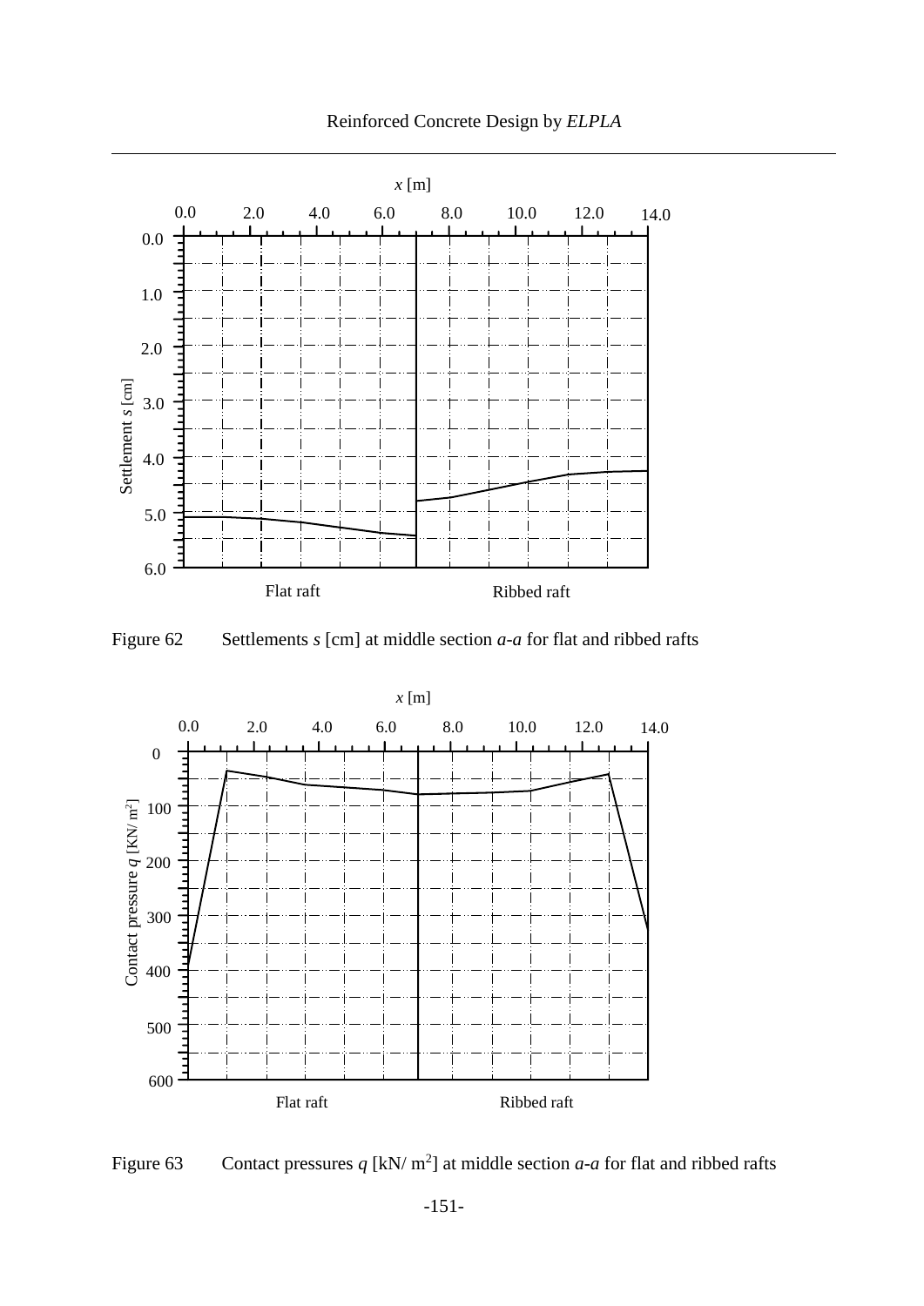Figure 62 Settlements $s$ [cm] at middle section $a$-$a$ for flat and ribbed rafts

Figure 63 Contact pressures $q$ [kN/ m$^2$] at middle section $a$-$a$ for flat and ribbed rafts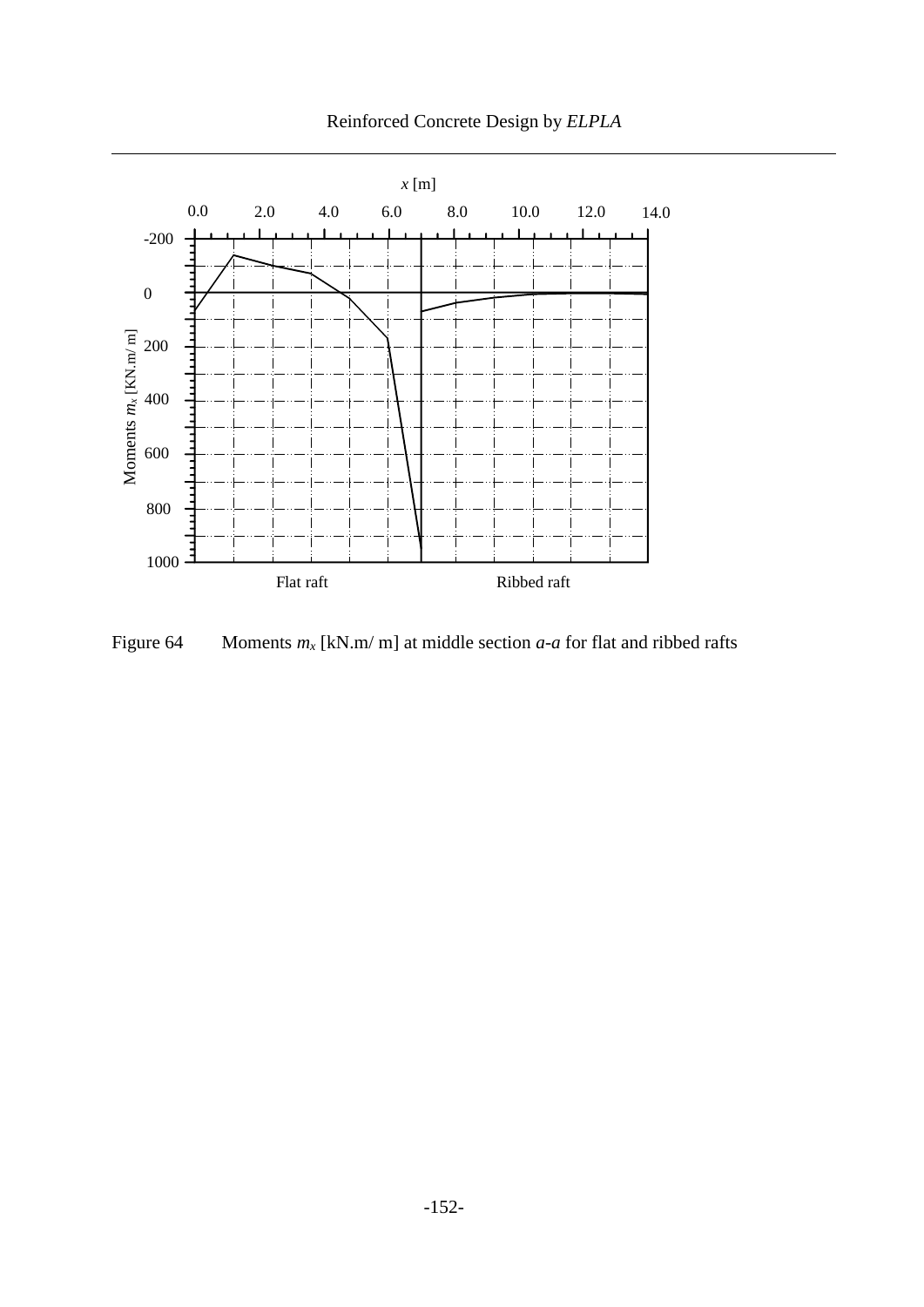Figure 64 Moments $m_x$ [kN.m/ m] at middle section *a-a* for flat and ribbed rafts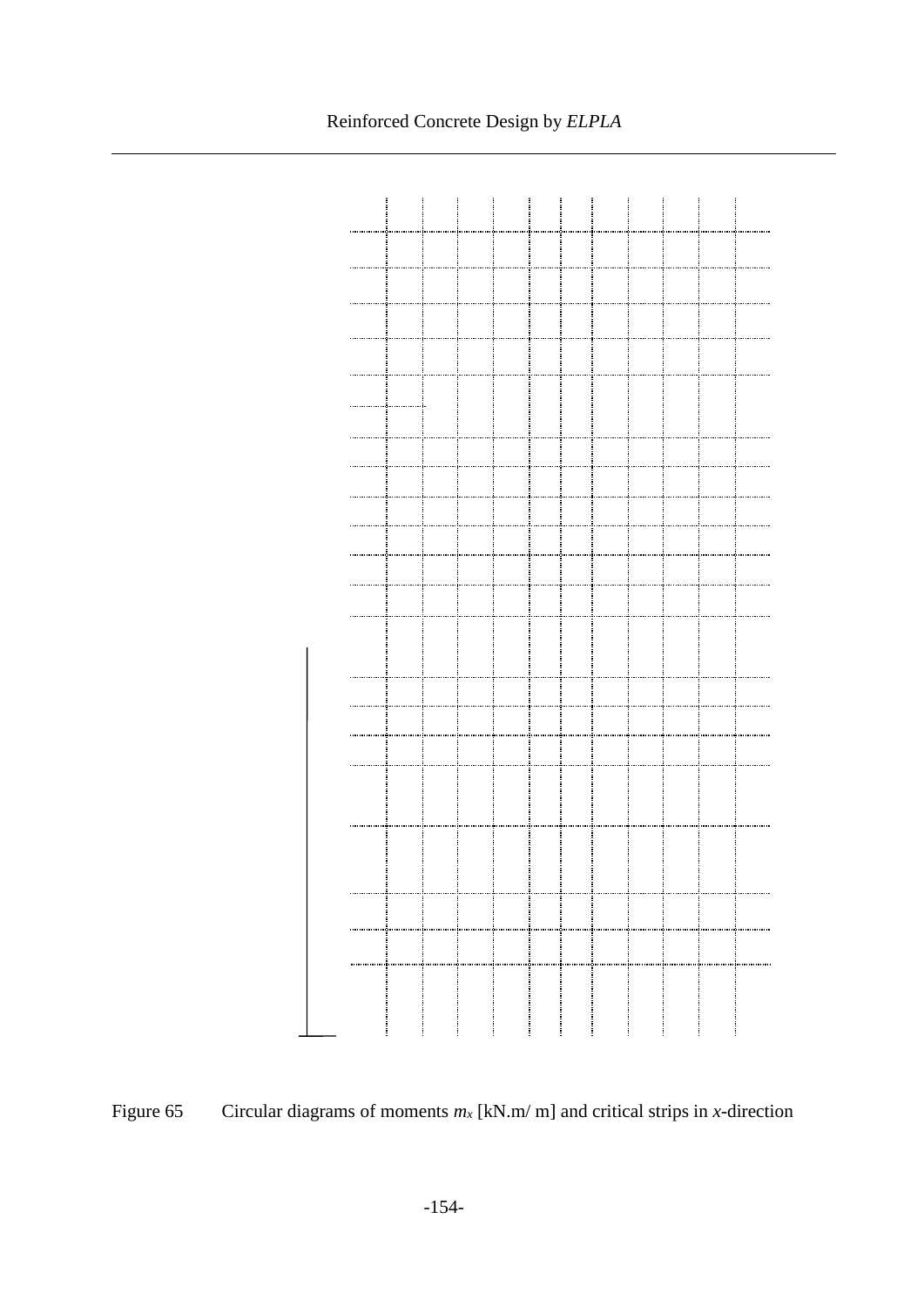Figure 65 Circular diagrams of moments $m_x$ [kN.m/ m] and critical strips in $x$-direction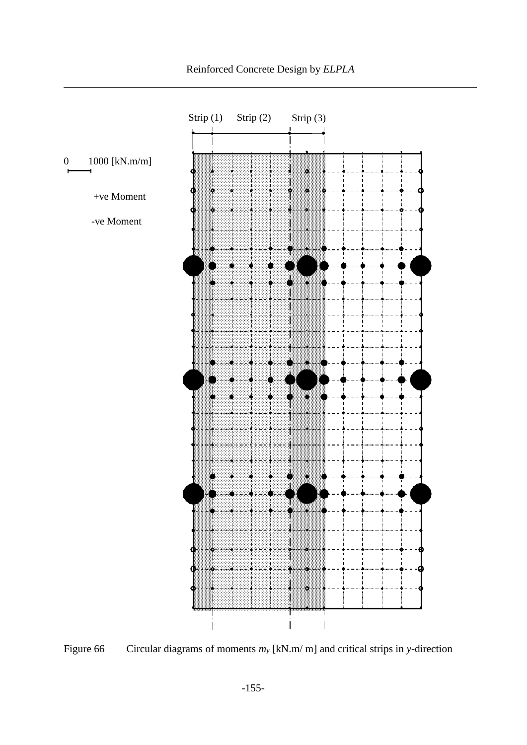Strip (1) Strip (2) Strip (3)

0 1000 [kN.m/m]

+ve Moment

-ve Moment

Figure 66 Circular diagrams of moments $m_y$ [kN.m/ m] and critical strips in $y$-direction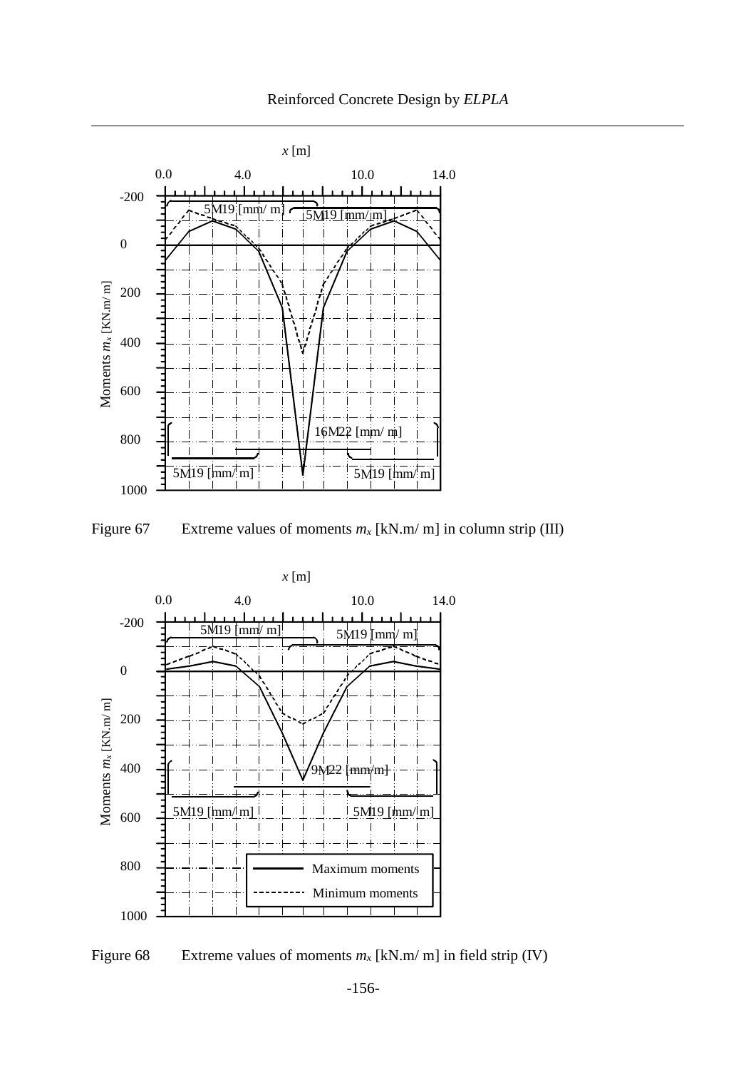Figure 67 Extreme values of moments $m_x$ [kN.m/ m] in column strip (III)

Figure 68 Extreme values of moments $m_x$ [kN.m/ m] in field strip (IV)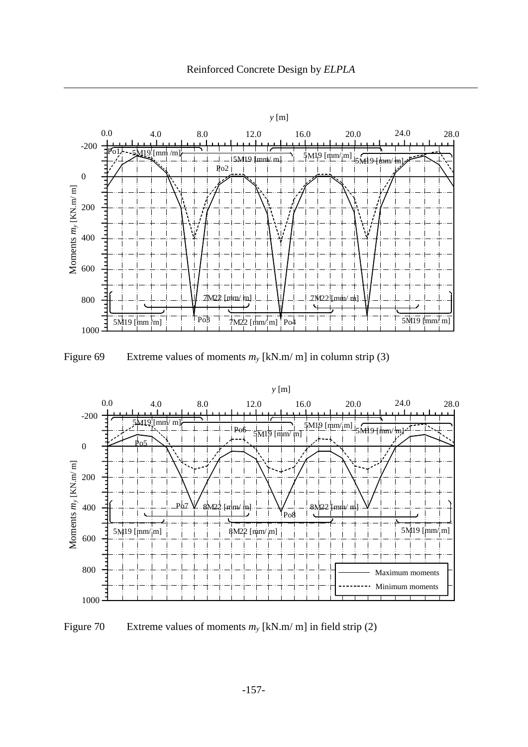y [m]

0.0 4.0 8.0 12.0 16.0 20.0 24.0 28.0

-200 0 200 400 600 800 1000

Moments $m_y$ [KN.m/ m]

Po1 5M19 [mm /m] 5M19 [mm/ m] 5M19 [mm/ m] 5M19 [mm/ m]

Po2

7M22 [mm/ m] 7M22 [mm/ m]

5M19 [mm /m] Po3 7M22 [mm/ m] Po4 5M19 [mm/ m]

Figure 69 Extreme values of moments $m_y$ [kN.m/ m] in column strip (3)

y [m]

0.0 4.0 8.0 12.0 16.0 20.0 24.0 28.0

-200 0 200 400 600 800 1000

Moments $m_y$ [KN.m/ m]

5M19 [mm/ m] Po6 5M19 [mm/ m] 5M19 [mm/ m] 5M19 [mm/ m]

Po5

Po7 8M22 [mm/ m] 8M22 [mm/ m]

Po8

5M19 [mm/ m] 8M22 [mm/ m] 5M19 [mm/ m]

Maximum moments

Minimum moments

Figure 70 Extreme values of moments $m_y$ [kN.m/ m] in field strip (2)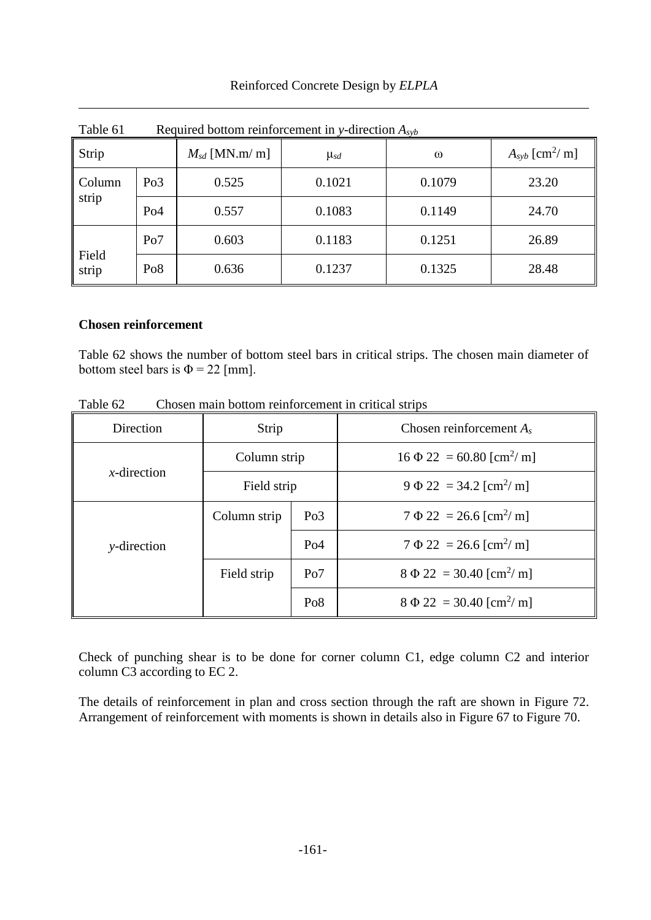Table 61 Required bottom reinforcement in $y$-direction $A_{syb}$

| Strip | | $M_{sd}$ [MN.m/ m] | $\mu_{sd}$ | $\omega$ | $A_{syb}$ [cm$^2$/ m] |
|---|---|---|---|---|---|
| Column strip | Po3 | 0.525 | 0.1021 | 0.1079 | 23.20 |
| | Po4 | 0.557 | 0.1083 | 0.1149 | 24.70 |
| Field strip | Po7 | 0.603 | 0.1183 | 0.1251 | 26.89 |
| | Po8 | 0.636 | 0.1237 | 0.1325 | 28.48 |

**Chosen reinforcement**

Table 62 shows the number of bottom steel bars in critical strips. The chosen main diameter of bottom steel bars is $\Phi = 22$ [mm].

Table 62 Chosen main bottom reinforcement in critical strips

| Direction | Strip | | Chosen reinforcement $A_s$ |
|---|---|---|---|
| $x$-direction | Column strip | | $16\ \Phi\ 22\ = 60.80$ [cm$^2$/ m] |
| | Field strip | | $9\ \Phi\ 22\ = 34.2$ [cm$^2$/ m] |
| $y$-direction | Column strip | Po3 | $7\ \Phi\ 22\ = 26.6$ [cm$^2$/ m] |
| | | Po4 | $7\ \Phi\ 22\ = 26.6$ [cm$^2$/ m] |
| | Field strip | Po7 | $8\ \Phi\ 22\ = 30.40$ [cm$^2$/ m] |
| | | Po8 | $8\ \Phi\ 22\ = 30.40$ [cm$^2$/ m] |

Check of punching shear is to be done for corner column C1, edge column C2 and interior column C3 according to EC 2.

The details of reinforcement in plan and cross section through the raft are shown in Figure 72. Arrangement of reinforcement with moments is shown in details also in Figure 67 to Figure 70.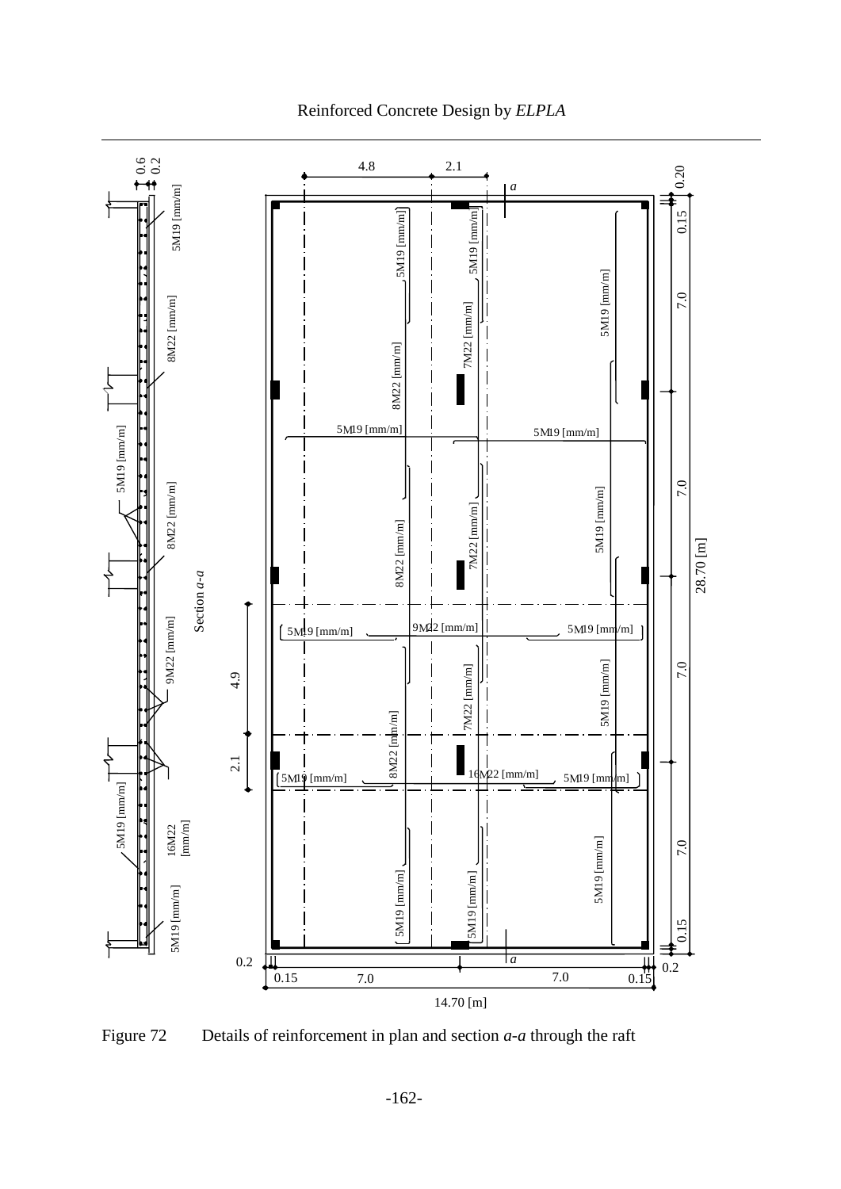Section *a-a*

5M19 [mm/m]

8M22 [mm/m]

5M19 [mm/m]

8M22 [mm/m]

9M22 [mm/m]

5M19 [mm/m]

16M22 [mm/m]

5M19 [mm/m]

0.6

0.2

4.8

2.1

*a*

0.20

0.15

7.0

7.0

7.0

7.0

0.15

28.70 [m]

4.9

2.1

0.2

0.15

7.0

7.0

0.15

0.2

14.70 [m]

5M19 [mm/m]

5M19 [mm/m]

8M22 [mm/m]

7M22 [mm/m]

5M19 [mm/m]

5M19 [mm/m]

5M19 [mm/m]

8M22 [mm/m]

7M22 [mm/m]

5M19 [mm/m]

5M19 [mm/m]

9M22 [mm/m]

5M19 [mm/m]

7M22 [mm/m]

5M19 [mm/m]

8M22 [mm/m]

5M19 [mm/m]

16M22 [mm/m]

5M19 [mm/m]

5M19 [mm/m]

5M19 [mm/m]

5M19 [mm/m]

*a*

Figure 72 Details of reinforcement in plan and section *a-a* through the raft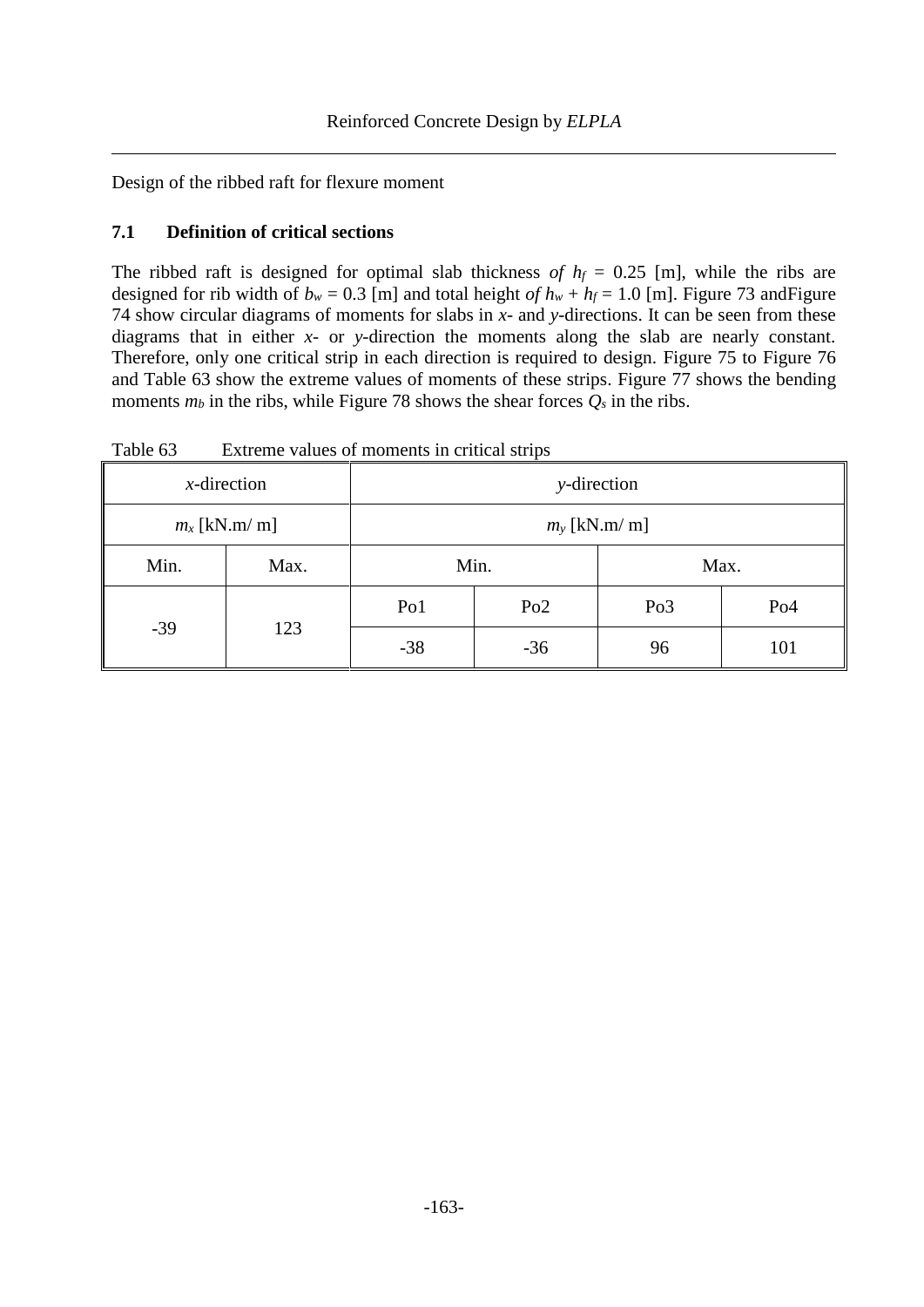Design of the ribbed raft for flexure moment

### 7.1 Definition of critical sections

The ribbed raft is designed for optimal slab thickness *of* $h_f$ = 0.25 [m], while the ribs are designed for rib width of $b_w$ = 0.3 [m] and total height *of* $h_w + h_f$ = 1.0 [m]. Figure 73 andFigure 74 show circular diagrams of moments for slabs in *x*- and *y*-directions. It can be seen from these diagrams that in either *x*- or *y*-direction the moments along the slab are nearly constant. Therefore, only one critical strip in each direction is required to design. Figure 75 to Figure 76 and Table 63 show the extreme values of moments of these strips. Figure 77 shows the bending moments $m_b$ in the ribs, while Figure 78 shows the shear forces $Q_s$ in the ribs.

Table 63 Extreme values of moments in critical strips

| *x*-direction | | *y*-direction | | | |
|---|---|---|---|---|---|
| $m_x$ [kN.m/ m] | | $m_y$ [kN.m/ m] | | | |
| Min. | Max. | Min. | | Max. | |
| | | Po1 | Po2 | Po3 | Po4 |
| -39 | 123 | -38 | -36 | 96 | 101 |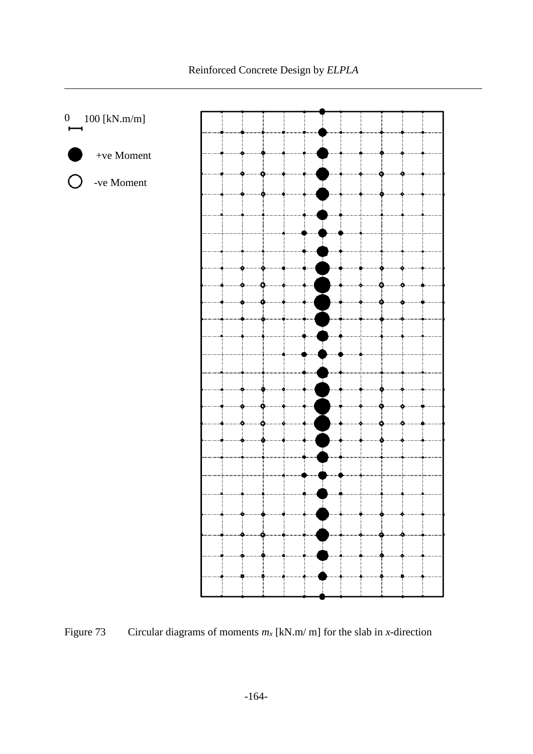0 100 [kN.m/m]

+ve Moment

-ve Moment

Figure 73 Circular diagrams of moments $m_x$ [kN.m/ m] for the slab in $x$-direction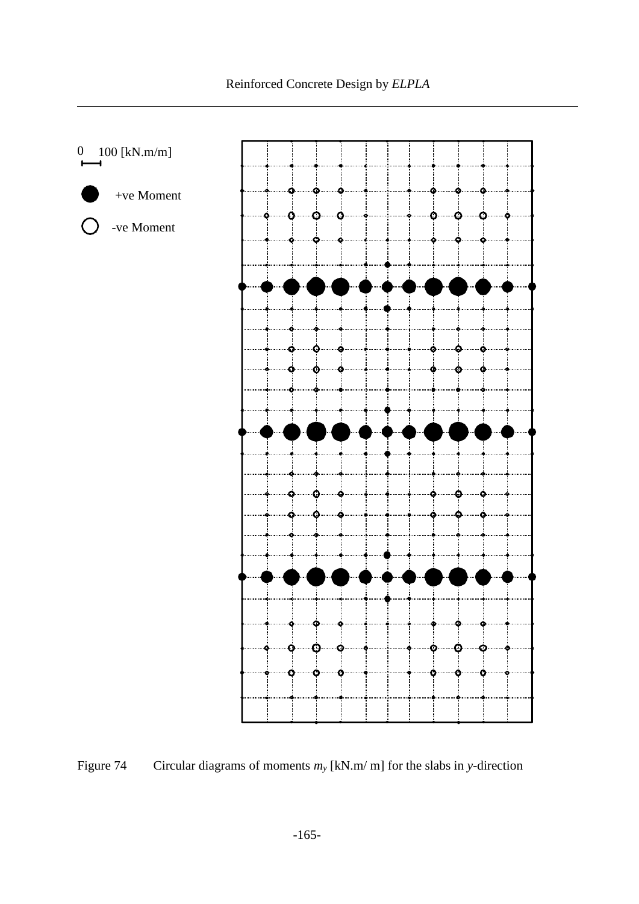0 100 [kN.m/m]

+ve Moment

-ve Moment

Figure 74 Circular diagrams of moments $m_y$ [kN.m/ m] for the slabs in $y$-direction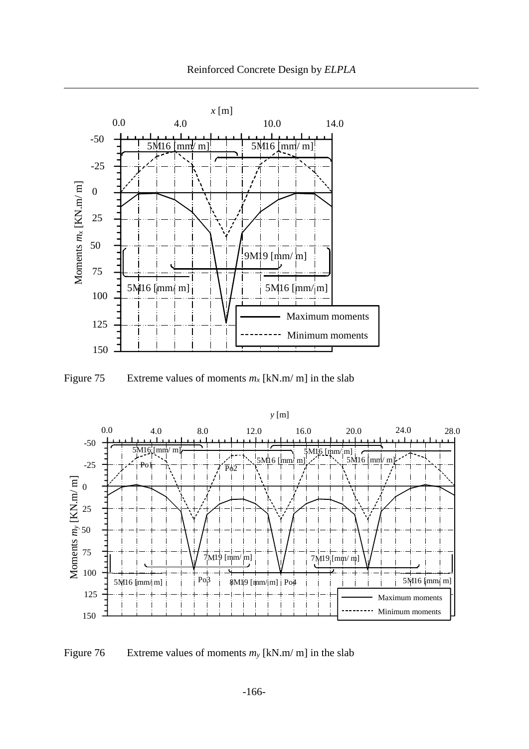x [m]

0.0 4.0 10.0 14.0

-50
-25
0
25
50
75
100
125
150

Moments $m_x$ [KN.m/ m]

5M16 [mm/ m]
5M16 [mm/ m]
9M19 [mm/ m]
5M16 [mm/ m]
5M16 [mm/ m]

Maximum moments
Minimum moments

Figure 75 Extreme values of moments $m_x$ [kN.m/ m] in the slab

y [m]

0.0 4.0 8.0 12.0 16.0 20.0 24.0 28.0

-50
-25
0
25
50
75
100
125
150

Moments $m_y$ [KN.m/ m]

5M16 [mm/ m]
Po1
Po2
5M16 [mm/ m]
5M16 [mm/ m]
5M16 [mm/ m]
7M19 [mm/ m]
7M19 [mm/ m]
Po3
5M16 [mm/ m]
8M19 [mm/ m]
Po4
5M16 [mm/ m]

Maximum moments
Minimum moments

Figure 76 Extreme values of moments $m_y$ [kN.m/ m] in the slab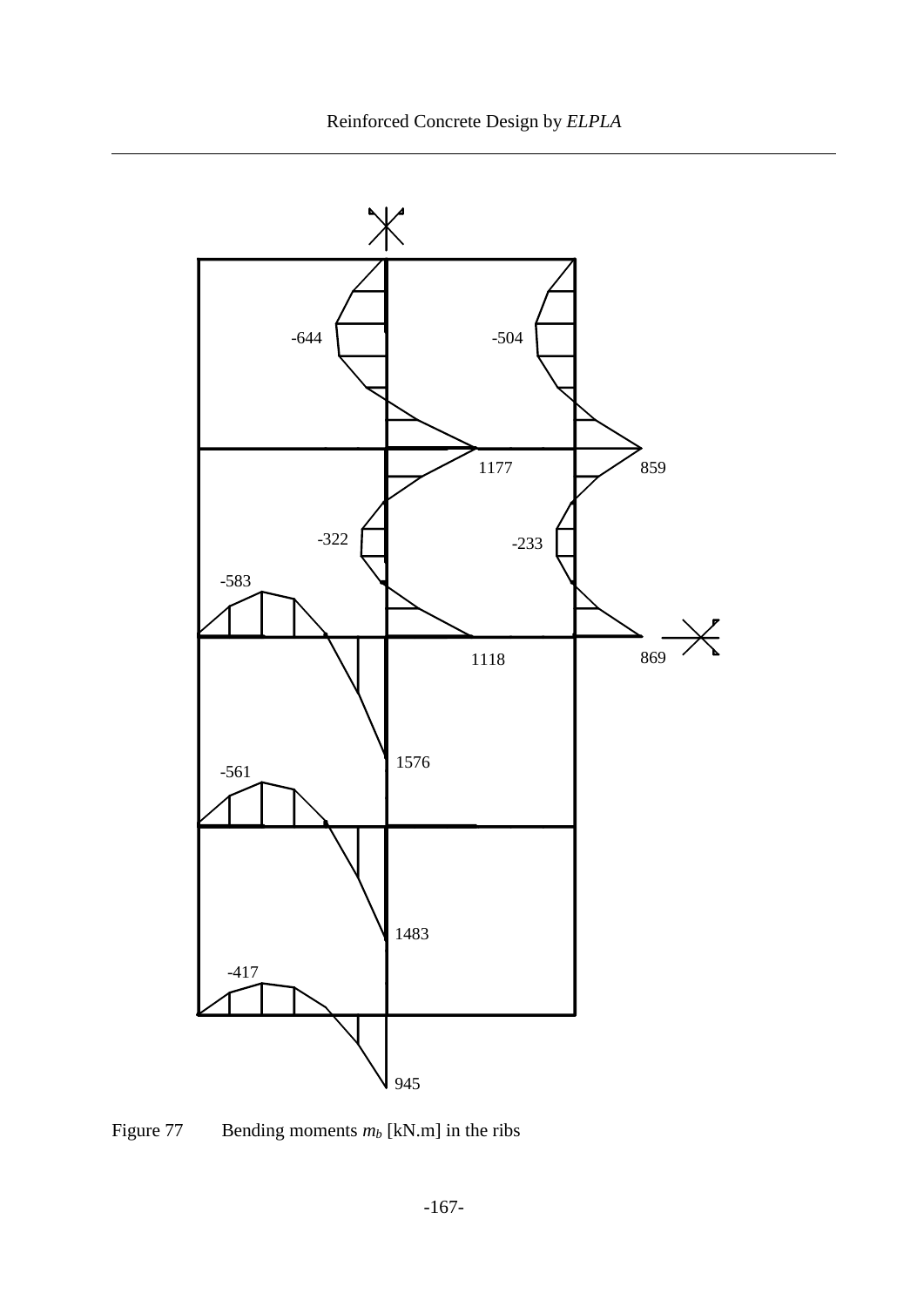-644

-504

1177

859

-322

-233

-583

1118

869

1576

-561

1483

-417

945

Figure 77 Bending moments $m_b$ [kN.m] in the ribs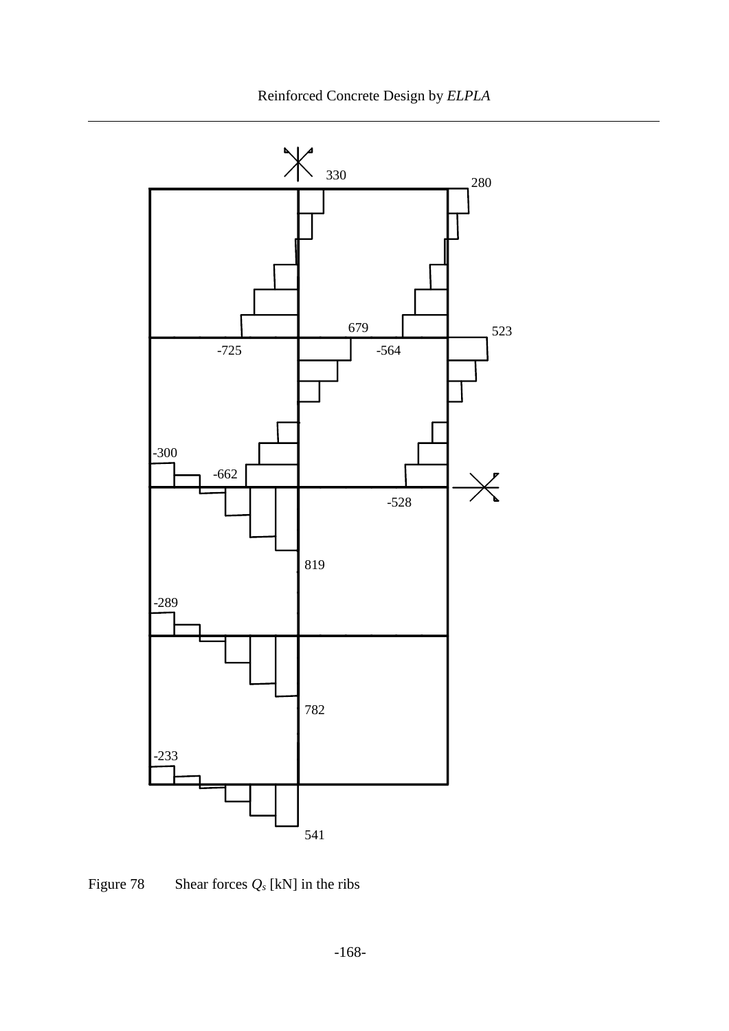330

280

679

523

-725

-564

-300

-662

-528

819

-289

782

-233

541

Figure 78 Shear forces $Q_s$ [kN] in the ribs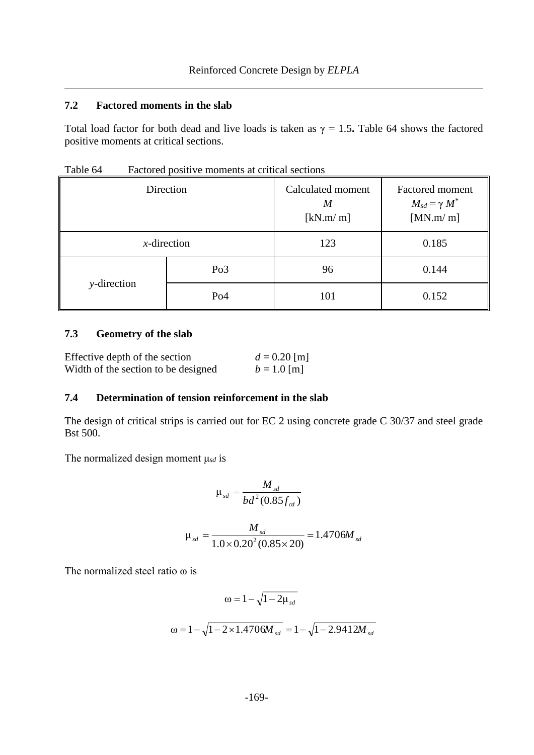### 7.2 Factored moments in the slab

Total load factor for both dead and live loads is taken as $\gamma$ = 1.5**.** Table 64 shows the factored positive moments at critical sections.

Table 64 Factored positive moments at critical sections

| Direction | | Calculated moment $M$ [kN.m/ m] | Factored moment $M_{sd} = \gamma\, M^{*}$ [MN.m/ m] |
|---|---|---|---|
| $x$-direction | | 123 | 0.185 |
| $y$-direction | Po3 | 96 | 0.144 |
| | Po4 | 101 | 0.152 |

### 7.3 Geometry of the slab

Effective depth of the section $d$ = 0.20 [m]
Width of the section to be designed $b$ = 1.0 [m]

### 7.4 Determination of tension reinforcement in the slab

The design of critical strips is carried out for EC 2 using concrete grade C 30/37 and steel grade Bst 500.

The normalized design moment $\mu_{sd}$ is

$$\mu_{sd} = \frac{M_{sd}}{bd^2(0.85 f_{cd})}$$

$$\mu_{sd} = \frac{M_{sd}}{1.0 \times 0.20^2 (0.85 \times 20)} = 1.4706 M_{sd}$$

The normalized steel ratio $\omega$ is

$$\omega = 1 - \sqrt{1 - 2\mu_{sd}}$$

$$\omega = 1 - \sqrt{1 - 2 \times 1.4706 M_{sd}} = 1 - \sqrt{1 - 2.9412 M_{sd}}$$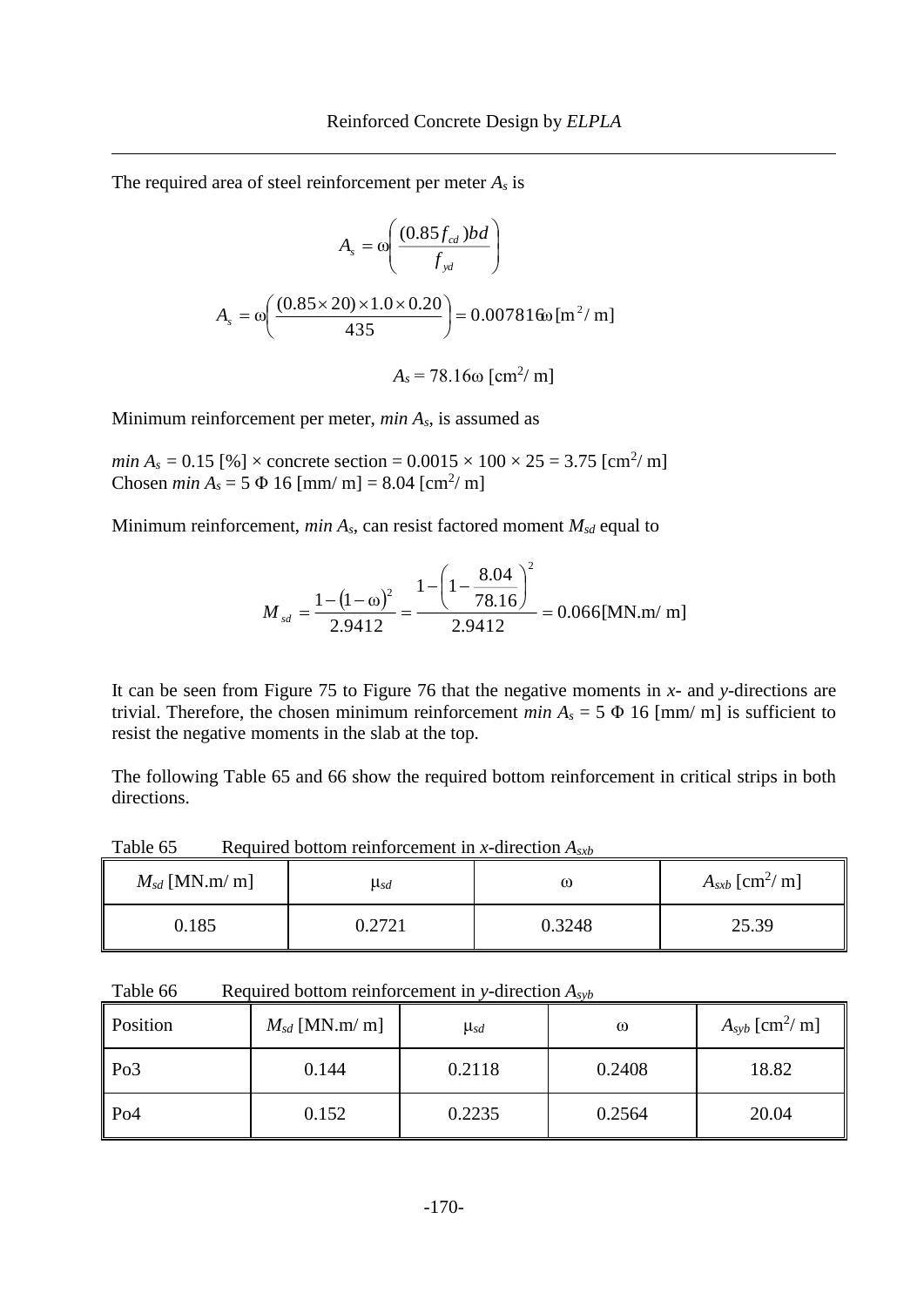The required area of steel reinforcement per meter $A_s$ is

$$A_s = \omega\left(\frac{(0.85 f_{cd})bd}{f_{yd}}\right)$$

$$A_s = \omega\left(\frac{(0.85\times 20)\times 1.0\times 0.20}{435}\right) = 0.007816\omega\,[\text{m}^2/\text{ m}]$$

$$A_s = 78.16\omega\ [\text{cm}^2/\text{ m}]$$

Minimum reinforcement per meter, *min* $A_s$, is assumed as

*min* $A_s$ = 0.15 [%] × concrete section = 0.0015 × 100 × 25 = 3.75 [cm$^2$/ m]
Chosen *min* $A_s$ = 5 Φ 16 [mm/ m] = 8.04 [cm$^2$/ m]

Minimum reinforcement, *min* $A_s$, can resist factored moment $M_{sd}$ equal to

$$M_{sd} = \frac{1-(1-\omega)^2}{2.9412} = \frac{1-\left(1-\dfrac{8.04}{78.16}\right)^2}{2.9412} = 0.066[\text{MN.m/ m}]$$

It can be seen from Figure 75 to Figure 76 that the negative moments in *x*- and *y*-directions are trivial. Therefore, the chosen minimum reinforcement *min* $A_s$ = 5 Φ 16 [mm/ m] is sufficient to resist the negative moments in the slab at the top.

The following Table 65 and 66 show the required bottom reinforcement in critical strips in both directions.

Table 65 Required bottom reinforcement in *x*-direction $A_{sxb}$

| $M_{sd}$ [MN.m/ m] | $\mu_{sd}$ | $\omega$ | $A_{sxb}$ [cm$^2$/ m] |
|---|---|---|---|
| 0.185 | 0.2721 | 0.3248 | 25.39 |

Table 66 Required bottom reinforcement in *y*-direction $A_{syb}$

| Position | $M_{sd}$ [MN.m/ m] | $\mu_{sd}$ | $\omega$ | $A_{syb}$ [cm$^2$/ m] |
|---|---|---|---|---|
| Po3 | 0.144 | 0.2118 | 0.2408 | 18.82 |
| Po4 | 0.152 | 0.2235 | 0.2564 | 20.04 |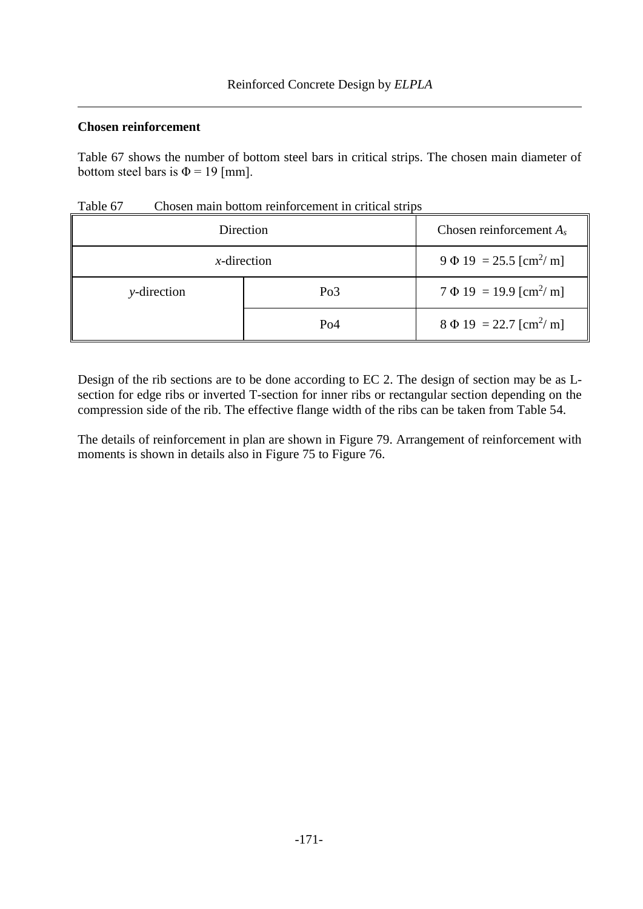**Chosen reinforcement**

Table 67 shows the number of bottom steel bars in critical strips. The chosen main diameter of bottom steel bars is $\Phi = 19$ [mm].

Table 67 Chosen main bottom reinforcement in critical strips

| Direction | | Chosen reinforcement $A_s$ |
|---|---|---|
| *x*-direction | | $9\ \Phi\ 19\ = 25.5$ [$cm^2$/ m] |
| *y*-direction | Po3 | $7\ \Phi\ 19\ = 19.9$ [$cm^2$/ m] |
| | Po4 | $8\ \Phi\ 19\ = 22.7$ [$cm^2$/ m] |

Design of the rib sections are to be done according to EC 2. The design of section may be as L-section for edge ribs or inverted T-section for inner ribs or rectangular section depending on the compression side of the rib. The effective flange width of the ribs can be taken from Table 54.

The details of reinforcement in plan are shown in Figure 79. Arrangement of reinforcement with moments is shown in details also in Figure 75 to Figure 76.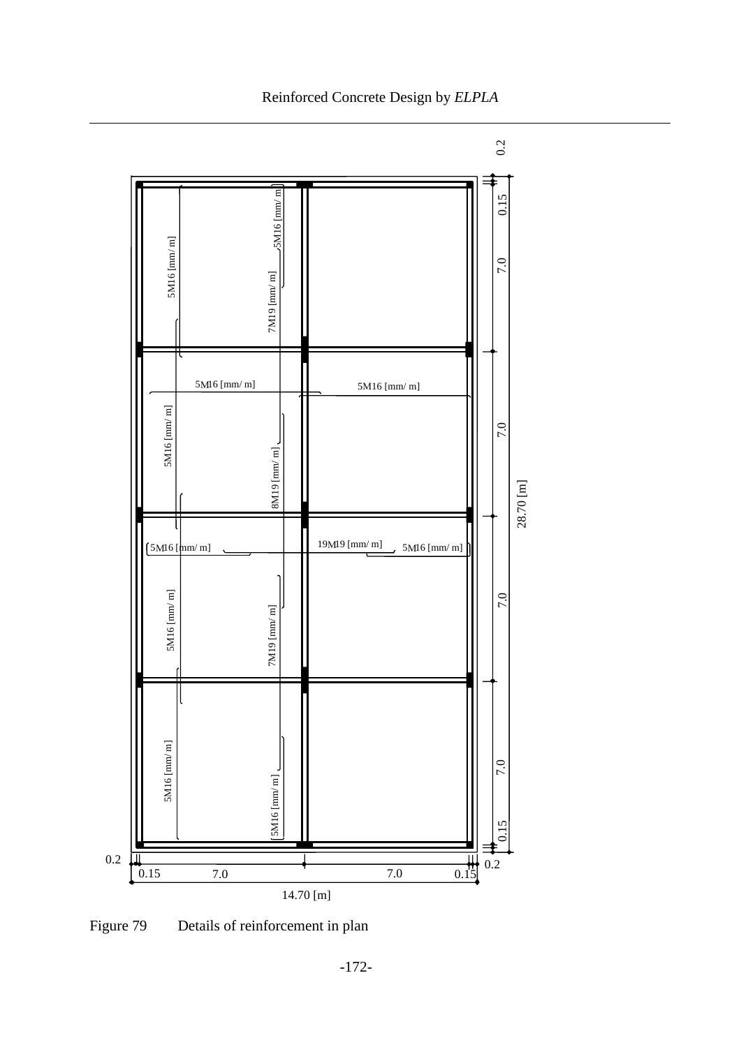0.2

0.15

7.0

7.0

28.70 [m]

7.0

7.0

0.15

0.2

5M16 [mm/ m]

5M16 [mm/ m]

7M19 [mm/ m]

5M16 [mm/ m]

5M16 [mm/ m]

5M16 [mm/ m]

8M19 [mm/ m]

5M16 [mm/ m]

19M19 [mm/ m]

5M16 [mm/ m]

5M16 [mm/ m]

7M19 [mm/ m]

5M16 [mm/ m]

5M16 [mm/ m]

0.2

0.15

7.0

7.0

0.15

0.2

14.70 [m]

Figure 79 Details of reinforcement in plan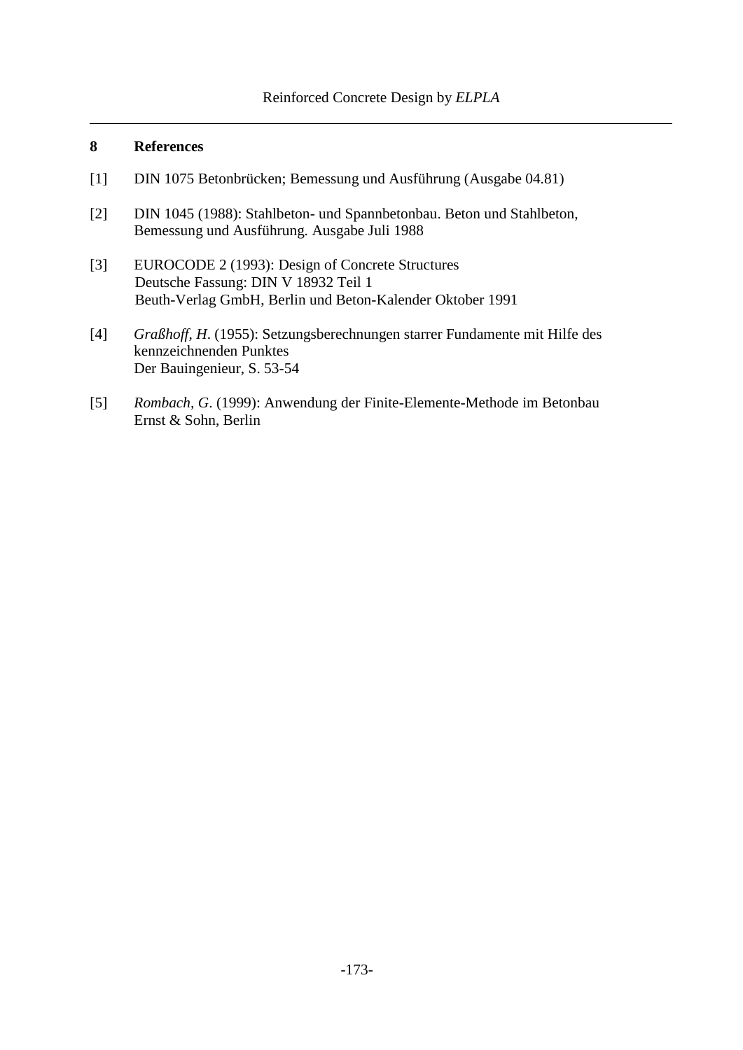# 8 References

[1] DIN 1075 Betonbrücken; Bemessung und Ausführung (Ausgabe 04.81)

[2] DIN 1045 (1988): Stahlbeton- und Spannbetonbau. Beton und Stahlbeton, Bemessung und Ausführung. Ausgabe Juli 1988

[3] EUROCODE 2 (1993): Design of Concrete Structures
Deutsche Fassung: DIN V 18932 Teil 1
Beuth-Verlag GmbH, Berlin und Beton-Kalender Oktober 1991

[4] *Graßhoff, H*. (1955): Setzungsberechnungen starrer Fundamente mit Hilfe des kennzeichnenden Punktes
Der Bauingenieur, S. 53-54

[5] *Rombach, G*. (1999): Anwendung der Finite-Elemente-Methode im Betonbau
Ernst & Sohn, Berlin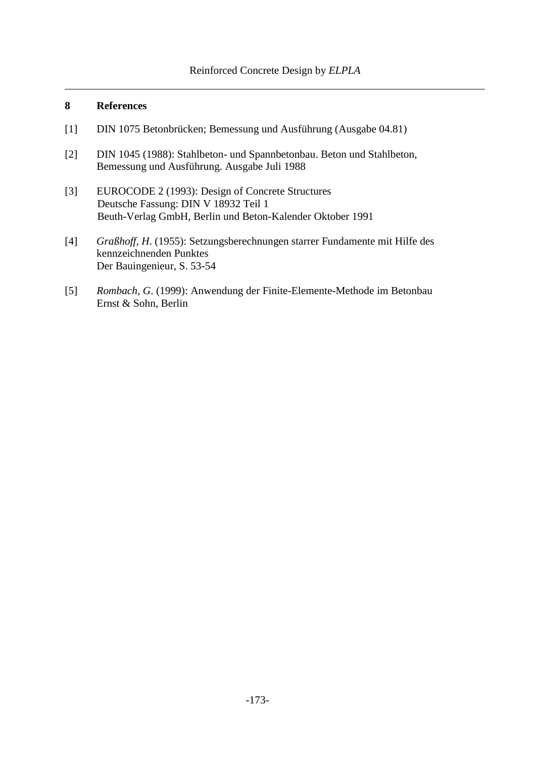# 8 References

[1] DIN 1075 Betonbrücken; Bemessung und Ausführung (Ausgabe 04.81)

[2] DIN 1045 (1988): Stahlbeton- und Spannbetonbau. Beton und Stahlbeton, Bemessung und Ausführung. Ausgabe Juli 1988

[3] EUROCODE 2 (1993): Design of Concrete Structures
Deutsche Fassung: DIN V 18932 Teil 1
Beuth-Verlag GmbH, Berlin und Beton-Kalender Oktober 1991

[4] *Graßhoff, H*. (1955): Setzungsberechnungen starrer Fundamente mit Hilfe des kennzeichnenden Punktes
Der Bauingenieur, S. 53-54

[5] *Rombach, G*. (1999): Anwendung der Finite-Elemente-Methode im Betonbau
Ernst & Sohn, Berlin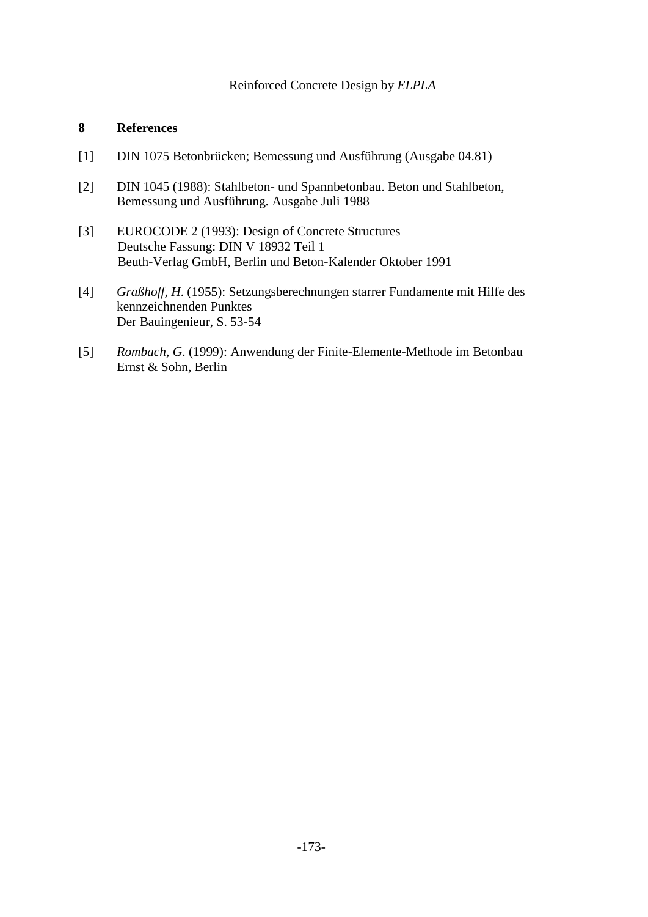## 8 References

[1] DIN 1075 Betonbrücken; Bemessung und Ausführung (Ausgabe 04.81)

[2] DIN 1045 (1988): Stahlbeton- und Spannbetonbau. Beton und Stahlbeton, Bemessung und Ausführung. Ausgabe Juli 1988

[3] EUROCODE 2 (1993): Design of Concrete Structures
Deutsche Fassung: DIN V 18932 Teil 1
Beuth-Verlag GmbH, Berlin und Beton-Kalender Oktober 1991

[4] *Graßhoff, H*. (1955): Setzungsberechnungen starrer Fundamente mit Hilfe des kennzeichnenden Punktes
Der Bauingenieur, S. 53-54

[5] *Rombach, G*. (1999): Anwendung der Finite-Elemente-Methode im Betonbau
Ernst & Sohn, Berlin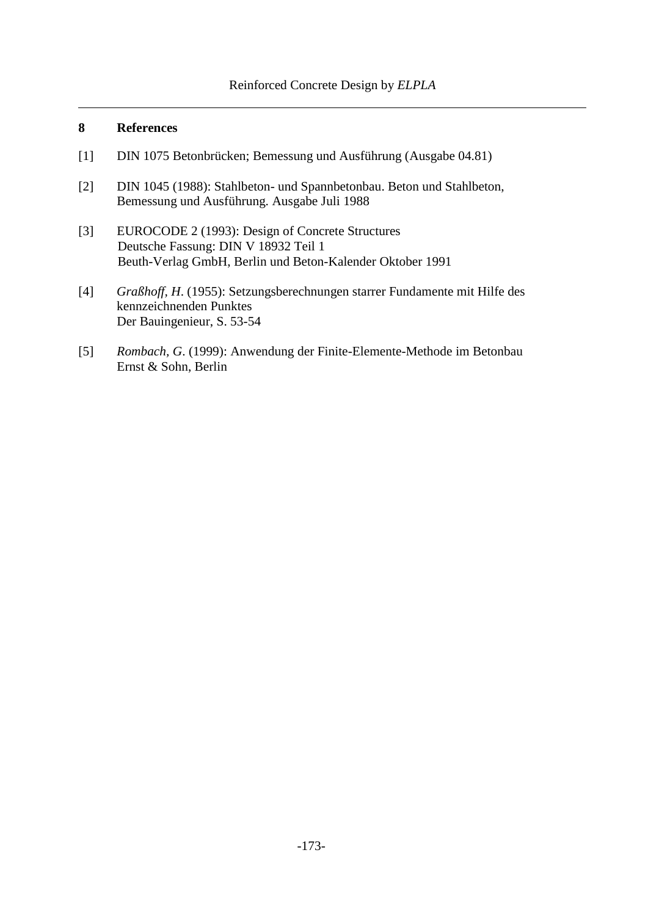# 8 References

[1] DIN 1075 Betonbrücken; Bemessung und Ausführung (Ausgabe 04.81)

[2] DIN 1045 (1988): Stahlbeton- und Spannbetonbau. Beton und Stahlbeton, Bemessung und Ausführung. Ausgabe Juli 1988

[3] EUROCODE 2 (1993): Design of Concrete Structures
Deutsche Fassung: DIN V 18932 Teil 1
Beuth-Verlag GmbH, Berlin und Beton-Kalender Oktober 1991

[4] *Graßhoff, H*. (1955): Setzungsberechnungen starrer Fundamente mit Hilfe des kennzeichnenden Punktes
Der Bauingenieur, S. 53-54

[5] *Rombach, G*. (1999): Anwendung der Finite-Elemente-Methode im Betonbau
Ernst & Sohn, Berlin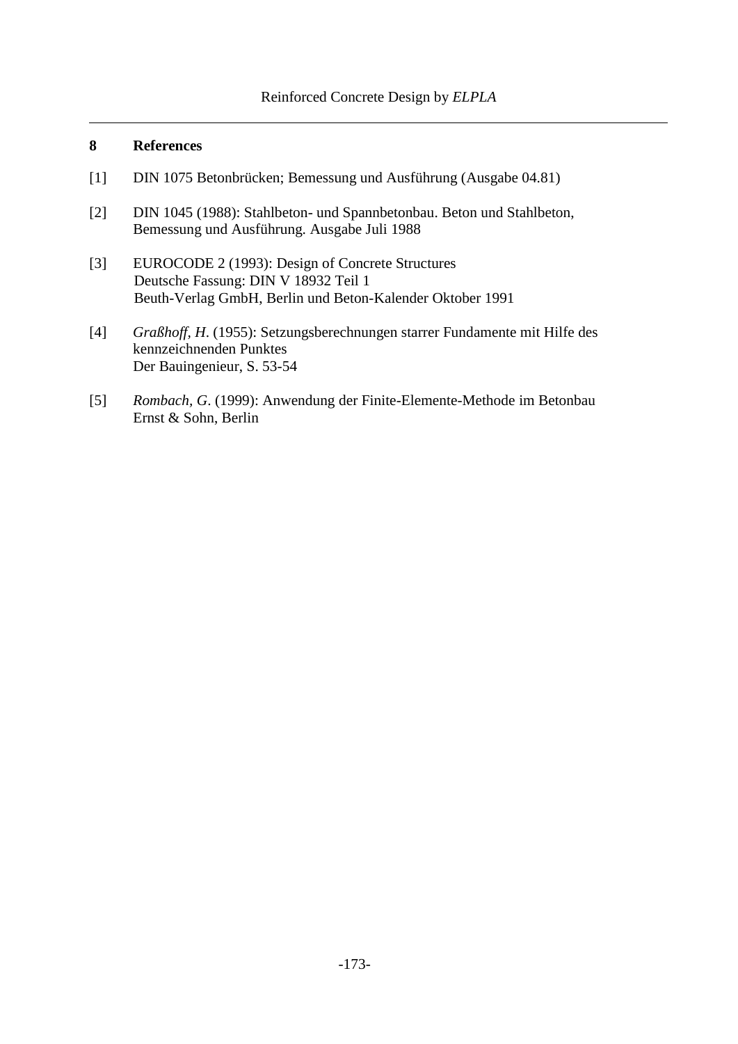# 8 References

[1] DIN 1075 Betonbrücken; Bemessung und Ausführung (Ausgabe 04.81)

[2] DIN 1045 (1988): Stahlbeton- und Spannbetonbau. Beton und Stahlbeton, Bemessung und Ausführung. Ausgabe Juli 1988

[3] EUROCODE 2 (1993): Design of Concrete Structures
Deutsche Fassung: DIN V 18932 Teil 1
Beuth-Verlag GmbH, Berlin und Beton-Kalender Oktober 1991

[4] *Graßhoff, H*. (1955): Setzungsberechnungen starrer Fundamente mit Hilfe des kennzeichnenden Punktes
Der Bauingenieur, S. 53-54

[5] *Rombach, G*. (1999): Anwendung der Finite-Elemente-Methode im Betonbau
Ernst & Sohn, Berlin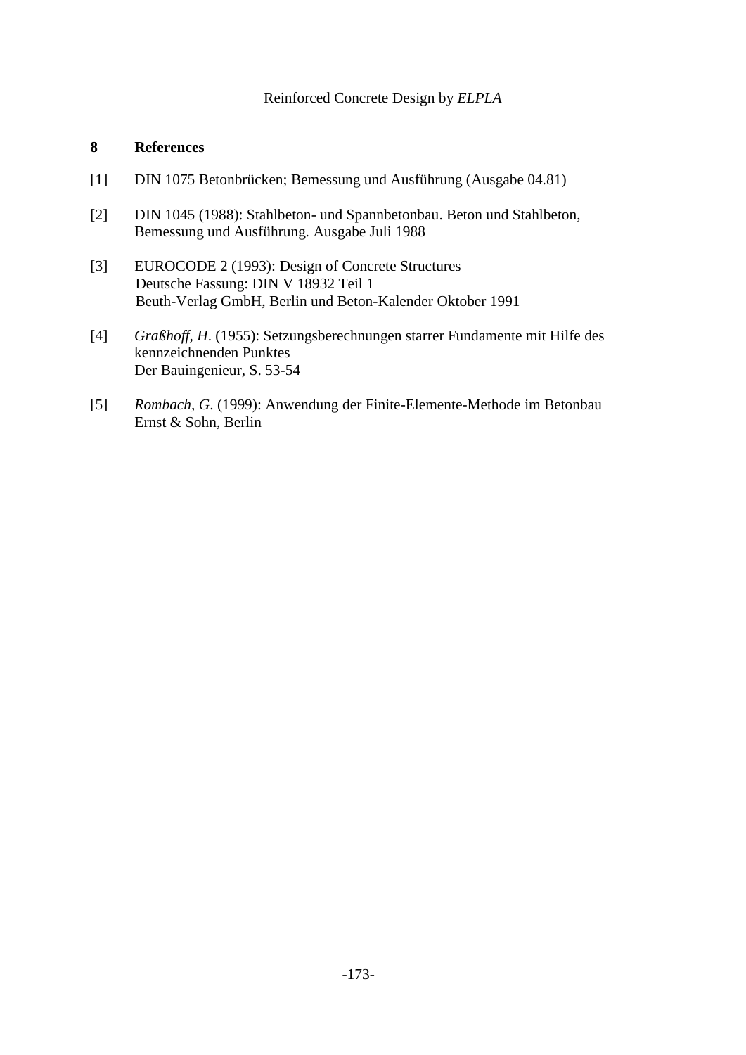## 8 References

[1] DIN 1075 Betonbrücken; Bemessung und Ausführung (Ausgabe 04.81)

[2] DIN 1045 (1988): Stahlbeton- und Spannbetonbau. Beton und Stahlbeton, Bemessung und Ausführung. Ausgabe Juli 1988

[3] EUROCODE 2 (1993): Design of Concrete Structures
Deutsche Fassung: DIN V 18932 Teil 1
Beuth-Verlag GmbH, Berlin und Beton-Kalender Oktober 1991

[4] *Graßhoff, H*. (1955): Setzungsberechnungen starrer Fundamente mit Hilfe des kennzeichnenden Punktes
Der Bauingenieur, S. 53-54

[5] *Rombach, G*. (1999): Anwendung der Finite-Elemente-Methode im Betonbau
Ernst & Sohn, Berlin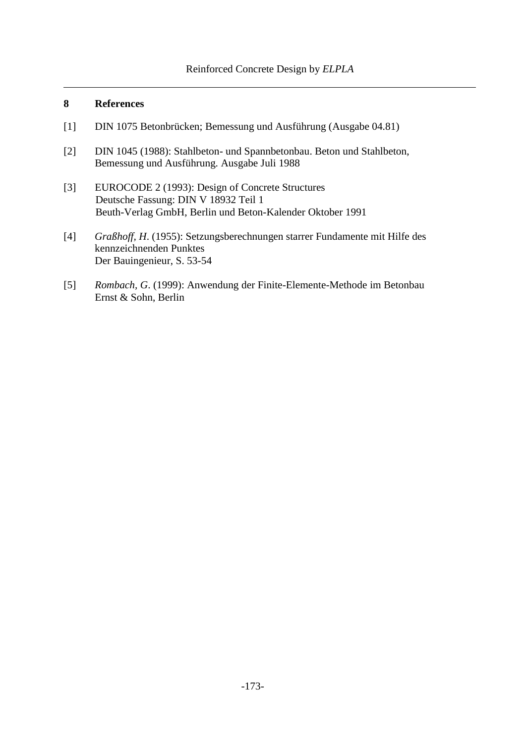# 8 References

[1] DIN 1075 Betonbrücken; Bemessung und Ausführung (Ausgabe 04.81)

[2] DIN 1045 (1988): Stahlbeton- und Spannbetonbau. Beton und Stahlbeton, Bemessung und Ausführung. Ausgabe Juli 1988

[3] EUROCODE 2 (1993): Design of Concrete Structures
Deutsche Fassung: DIN V 18932 Teil 1
Beuth-Verlag GmbH, Berlin und Beton-Kalender Oktober 1991

[4] *Graßhoff, H*. (1955): Setzungsberechnungen starrer Fundamente mit Hilfe des kennzeichnenden Punktes
Der Bauingenieur, S. 53-54

[5] *Rombach, G*. (1999): Anwendung der Finite-Elemente-Methode im Betonbau
Ernst & Sohn, Berlin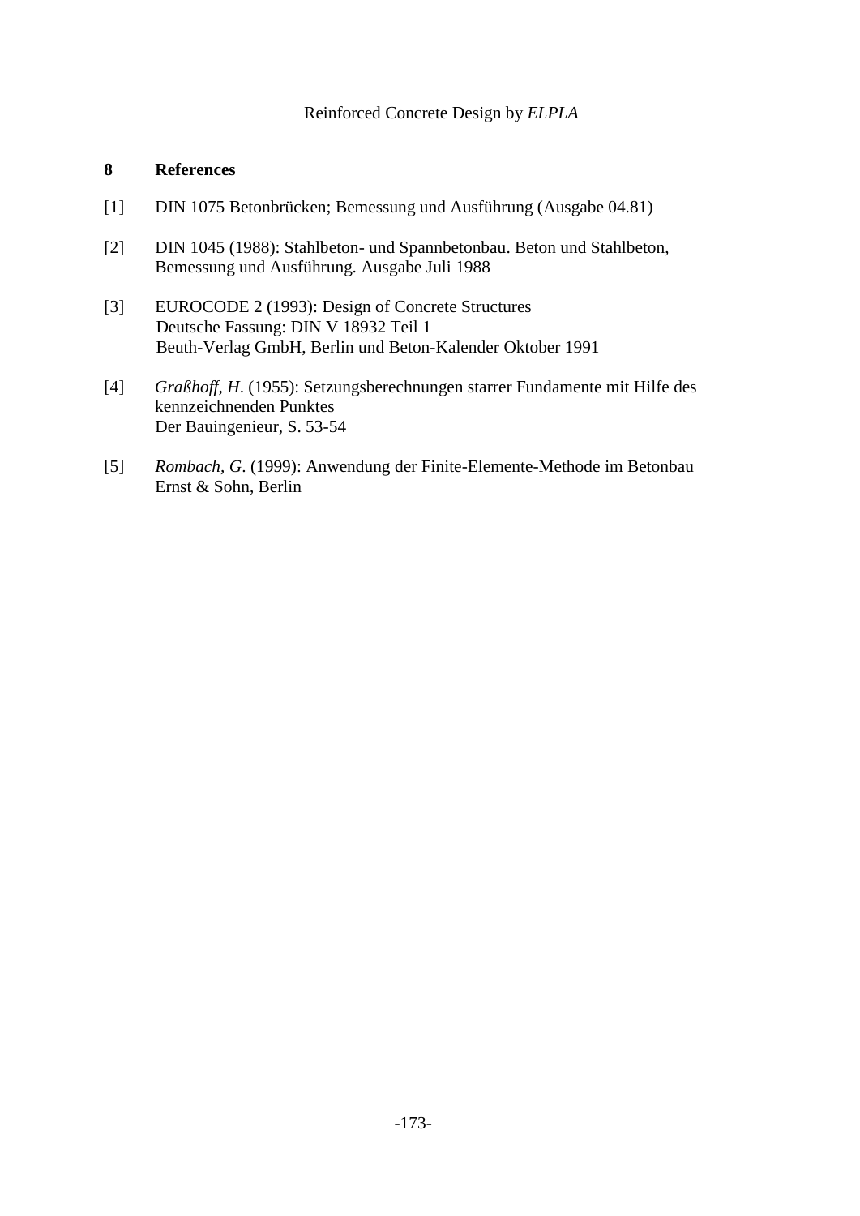# 8 References

[1] DIN 1075 Betonbrücken; Bemessung und Ausführung (Ausgabe 04.81)

[2] DIN 1045 (1988): Stahlbeton- und Spannbetonbau. Beton und Stahlbeton, Bemessung und Ausführung. Ausgabe Juli 1988

[3] EUROCODE 2 (1993): Design of Concrete Structures
Deutsche Fassung: DIN V 18932 Teil 1
Beuth-Verlag GmbH, Berlin und Beton-Kalender Oktober 1991

[4] *Graßhoff, H*. (1955): Setzungsberechnungen starrer Fundamente mit Hilfe des kennzeichnenden Punktes
Der Bauingenieur, S. 53-54

[5] *Rombach, G*. (1999): Anwendung der Finite-Elemente-Methode im Betonbau
Ernst & Sohn, Berlin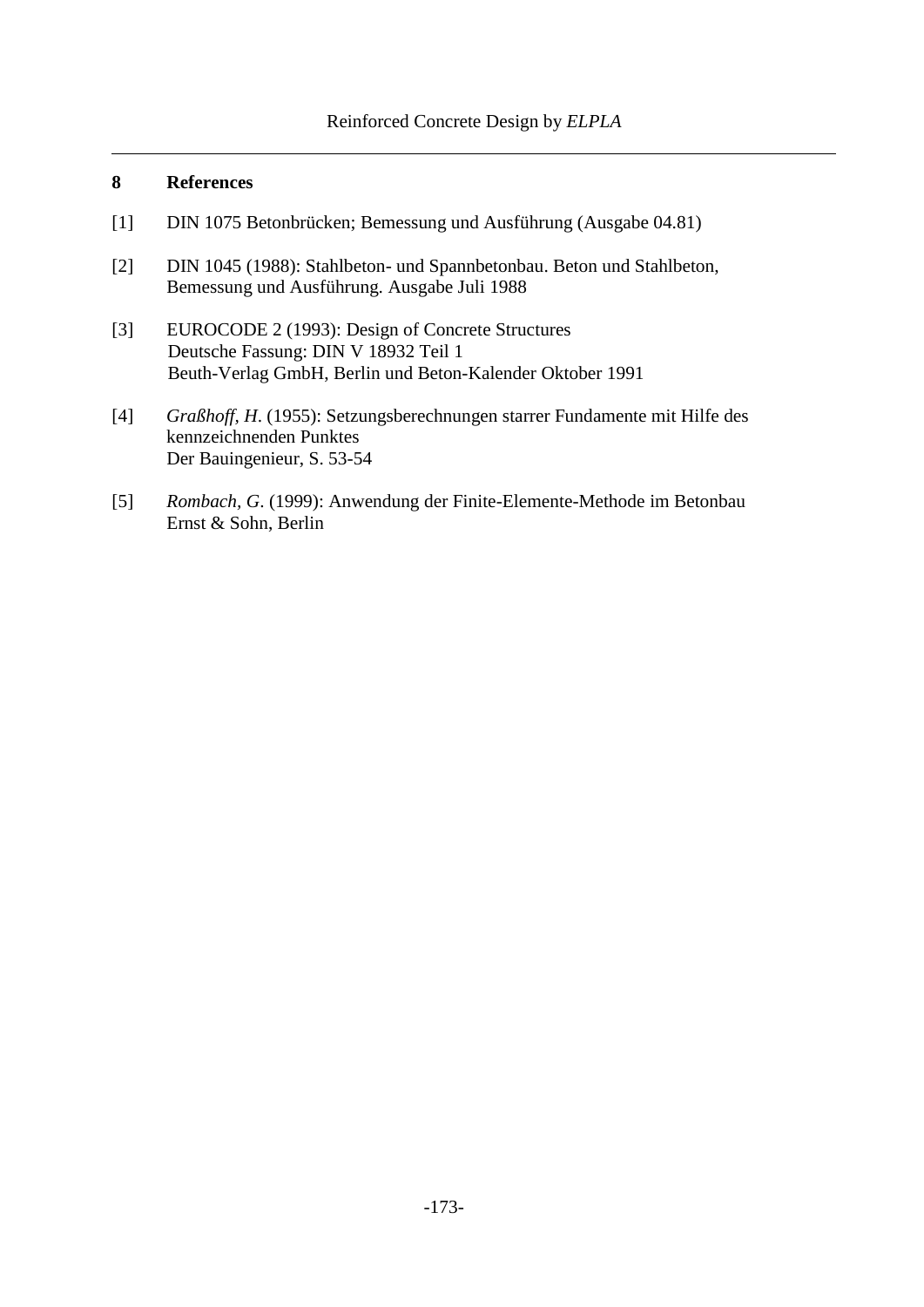# 8 References

[1] DIN 1075 Betonbrücken; Bemessung und Ausführung (Ausgabe 04.81)

[2] DIN 1045 (1988): Stahlbeton- und Spannbetonbau. Beton und Stahlbeton, Bemessung und Ausführung. Ausgabe Juli 1988

[3] EUROCODE 2 (1993): Design of Concrete Structures
Deutsche Fassung: DIN V 18932 Teil 1
Beuth-Verlag GmbH, Berlin und Beton-Kalender Oktober 1991

[4] *Graßhoff, H*. (1955): Setzungsberechnungen starrer Fundamente mit Hilfe des kennzeichnenden Punktes
Der Bauingenieur, S. 53-54

[5] *Rombach, G*. (1999): Anwendung der Finite-Elemente-Methode im Betonbau
Ernst & Sohn, Berlin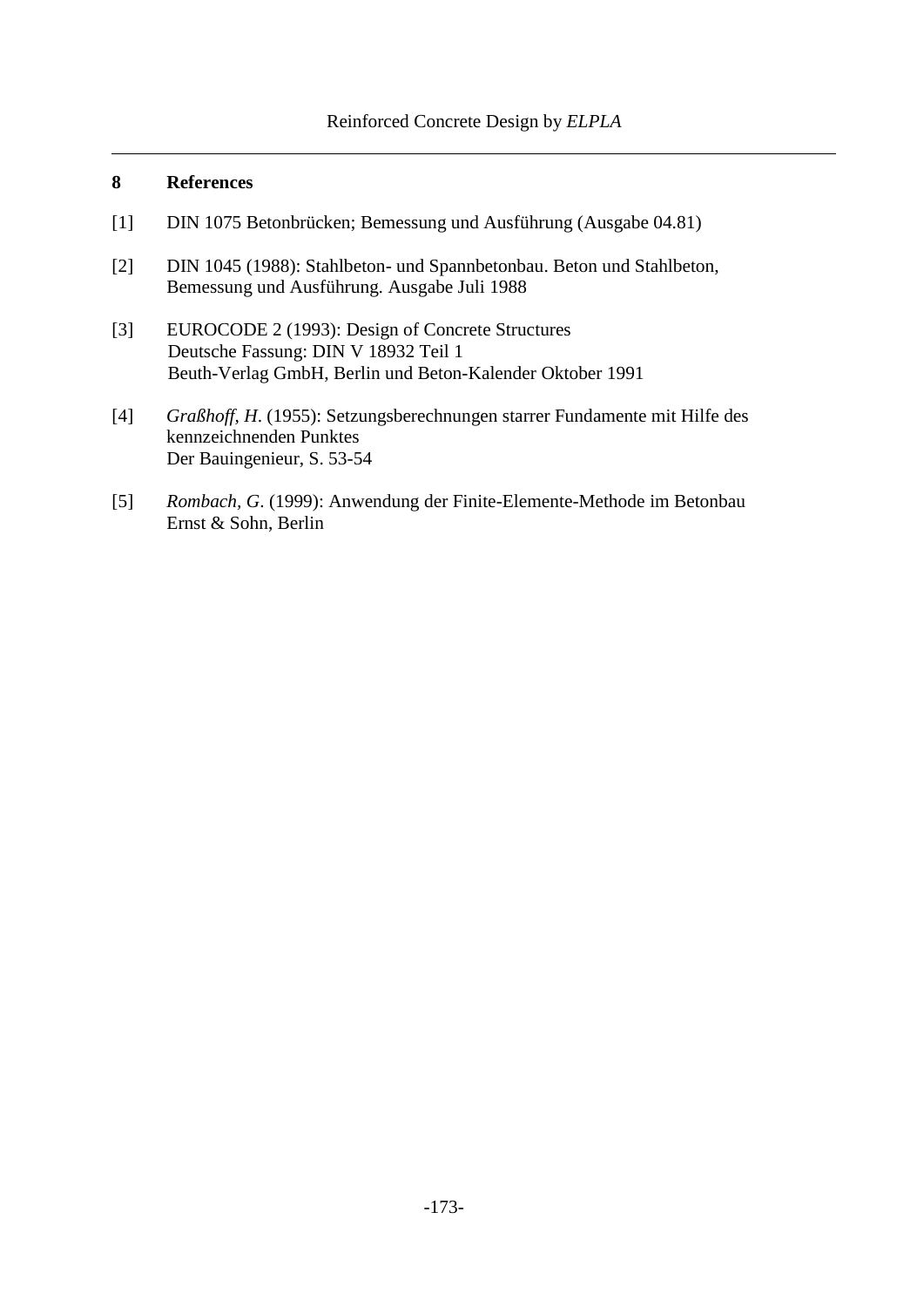## 8 References

[1] DIN 1075 Betonbrücken; Bemessung und Ausführung (Ausgabe 04.81)

[2] DIN 1045 (1988): Stahlbeton- und Spannbetonbau. Beton und Stahlbeton, Bemessung und Ausführung. Ausgabe Juli 1988

[3] EUROCODE 2 (1993): Design of Concrete Structures
Deutsche Fassung: DIN V 18932 Teil 1
Beuth-Verlag GmbH, Berlin und Beton-Kalender Oktober 1991

[4] *Graßhoff, H*. (1955): Setzungsberechnungen starrer Fundamente mit Hilfe des kennzeichnenden Punktes
Der Bauingenieur, S. 53-54

[5] *Rombach, G*. (1999): Anwendung der Finite-Elemente-Methode im Betonbau
Ernst & Sohn, Berlin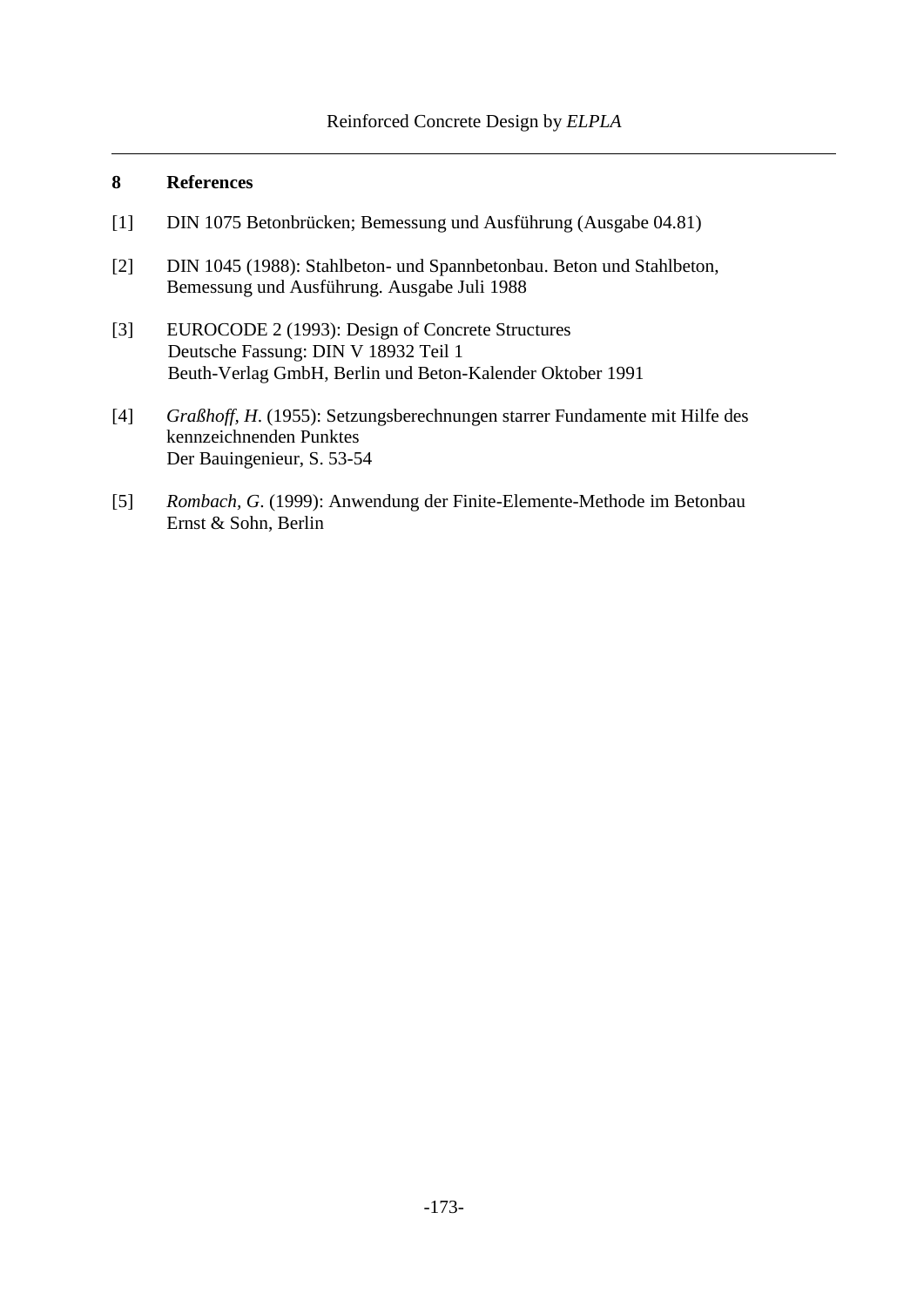# 8 References

[1] DIN 1075 Betonbrücken; Bemessung und Ausführung (Ausgabe 04.81)

[2] DIN 1045 (1988): Stahlbeton- und Spannbetonbau. Beton und Stahlbeton, Bemessung und Ausführung. Ausgabe Juli 1988

[3] EUROCODE 2 (1993): Design of Concrete Structures
Deutsche Fassung: DIN V 18932 Teil 1
Beuth-Verlag GmbH, Berlin und Beton-Kalender Oktober 1991

[4] *Graßhoff, H*. (1955): Setzungsberechnungen starrer Fundamente mit Hilfe des kennzeichnenden Punktes
Der Bauingenieur, S. 53-54

[5] *Rombach, G*. (1999): Anwendung der Finite-Elemente-Methode im Betonbau
Ernst & Sohn, Berlin